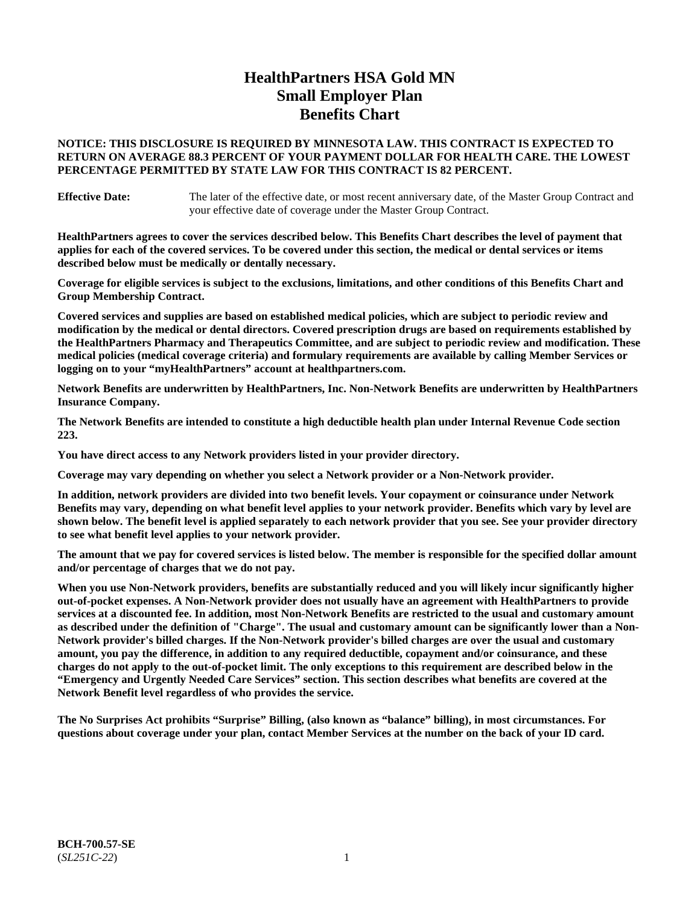# HealthPartners HSA Gold MN
# Small Employer Plan
# Benefits Chart

**NOTICE: THIS DISCLOSURE IS REQUIRED BY MINNESOTA LAW. THIS CONTRACT IS EXPECTED TO RETURN ON AVERAGE 88.3 PERCENT OF YOUR PAYMENT DOLLAR FOR HEALTH CARE. THE LOWEST PERCENTAGE PERMITTED BY STATE LAW FOR THIS CONTRACT IS 82 PERCENT.**

**Effective Date:** The later of the effective date, or most recent anniversary date, of the Master Group Contract and your effective date of coverage under the Master Group Contract.

**HealthPartners agrees to cover the services described below. This Benefits Chart describes the level of payment that applies for each of the covered services. To be covered under this section, the medical or dental services or items described below must be medically or dentally necessary.**

**Coverage for eligible services is subject to the exclusions, limitations, and other conditions of this Benefits Chart and Group Membership Contract.**

**Covered services and supplies are based on established medical policies, which are subject to periodic review and modification by the medical or dental directors. Covered prescription drugs are based on requirements established by the HealthPartners Pharmacy and Therapeutics Committee, and are subject to periodic review and modification. These medical policies (medical coverage criteria) and formulary requirements are available by calling Member Services or logging on to your "myHealthPartners" account at healthpartners.com.**

**Network Benefits are underwritten by HealthPartners, Inc. Non-Network Benefits are underwritten by HealthPartners Insurance Company.**

**The Network Benefits are intended to constitute a high deductible health plan under Internal Revenue Code section 223.**

**You have direct access to any Network providers listed in your provider directory.**

**Coverage may vary depending on whether you select a Network provider or a Non-Network provider.**

**In addition, network providers are divided into two benefit levels. Your copayment or coinsurance under Network Benefits may vary, depending on what benefit level applies to your network provider. Benefits which vary by level are shown below. The benefit level is applied separately to each network provider that you see. See your provider directory to see what benefit level applies to your network provider.**

**The amount that we pay for covered services is listed below. The member is responsible for the specified dollar amount and/or percentage of charges that we do not pay.**

**When you use Non-Network providers, benefits are substantially reduced and you will likely incur significantly higher out-of-pocket expenses. A Non-Network provider does not usually have an agreement with HealthPartners to provide services at a discounted fee. In addition, most Non-Network Benefits are restricted to the usual and customary amount as described under the definition of "Charge". The usual and customary amount can be significantly lower than a Non-Network provider's billed charges. If the Non-Network provider's billed charges are over the usual and customary amount, you pay the difference, in addition to any required deductible, copayment and/or coinsurance, and these charges do not apply to the out-of-pocket limit. The only exceptions to this requirement are described below in the "Emergency and Urgently Needed Care Services" section. This section describes what benefits are covered at the Network Benefit level regardless of who provides the service.**

**The No Surprises Act prohibits "Surprise" Billing, (also known as "balance" billing), in most circumstances. For questions about coverage under your plan, contact Member Services at the number on the back of your ID card.**

**BCH-700.57-SE**
(*SL251C-22*)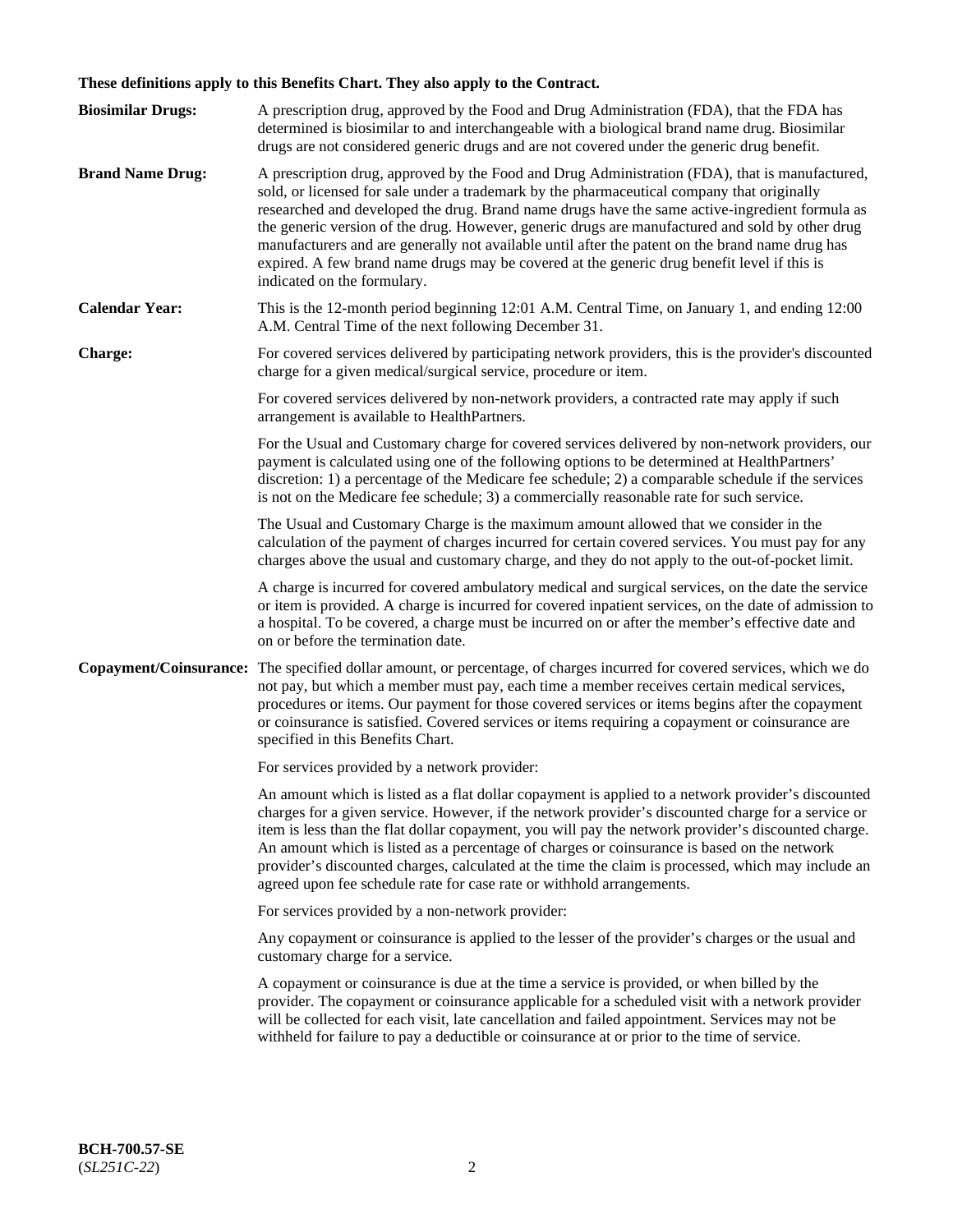**These definitions apply to this Benefits Chart. They also apply to the Contract.**

**Biosimilar Drugs:** A prescription drug, approved by the Food and Drug Administration (FDA), that the FDA has determined is biosimilar to and interchangeable with a biological brand name drug. Biosimilar drugs are not considered generic drugs and are not covered under the generic drug benefit.

**Brand Name Drug:** A prescription drug, approved by the Food and Drug Administration (FDA), that is manufactured, sold, or licensed for sale under a trademark by the pharmaceutical company that originally researched and developed the drug. Brand name drugs have the same active-ingredient formula as the generic version of the drug. However, generic drugs are manufactured and sold by other drug manufacturers and are generally not available until after the patent on the brand name drug has expired. A few brand name drugs may be covered at the generic drug benefit level if this is indicated on the formulary.

**Calendar Year:** This is the 12-month period beginning 12:01 A.M. Central Time, on January 1, and ending 12:00 A.M. Central Time of the next following December 31.

**Charge:** For covered services delivered by participating network providers, this is the provider's discounted charge for a given medical/surgical service, procedure or item.

For covered services delivered by non-network providers, a contracted rate may apply if such arrangement is available to HealthPartners.

For the Usual and Customary charge for covered services delivered by non-network providers, our payment is calculated using one of the following options to be determined at HealthPartners' discretion: 1) a percentage of the Medicare fee schedule; 2) a comparable schedule if the services is not on the Medicare fee schedule; 3) a commercially reasonable rate for such service.

The Usual and Customary Charge is the maximum amount allowed that we consider in the calculation of the payment of charges incurred for certain covered services. You must pay for any charges above the usual and customary charge, and they do not apply to the out-of-pocket limit.

A charge is incurred for covered ambulatory medical and surgical services, on the date the service or item is provided. A charge is incurred for covered inpatient services, on the date of admission to a hospital. To be covered, a charge must be incurred on or after the member's effective date and on or before the termination date.

**Copayment/Coinsurance:** The specified dollar amount, or percentage, of charges incurred for covered services, which we do not pay, but which a member must pay, each time a member receives certain medical services, procedures or items. Our payment for those covered services or items begins after the copayment or coinsurance is satisfied. Covered services or items requiring a copayment or coinsurance are specified in this Benefits Chart.

For services provided by a network provider:

An amount which is listed as a flat dollar copayment is applied to a network provider's discounted charges for a given service. However, if the network provider's discounted charge for a service or item is less than the flat dollar copayment, you will pay the network provider's discounted charge. An amount which is listed as a percentage of charges or coinsurance is based on the network provider's discounted charges, calculated at the time the claim is processed, which may include an agreed upon fee schedule rate for case rate or withhold arrangements.

For services provided by a non-network provider:

Any copayment or coinsurance is applied to the lesser of the provider's charges or the usual and customary charge for a service.

A copayment or coinsurance is due at the time a service is provided, or when billed by the provider. The copayment or coinsurance applicable for a scheduled visit with a network provider will be collected for each visit, late cancellation and failed appointment. Services may not be withheld for failure to pay a deductible or coinsurance at or prior to the time of service.

**BCH-700.57-SE**
(*SL251C-22*)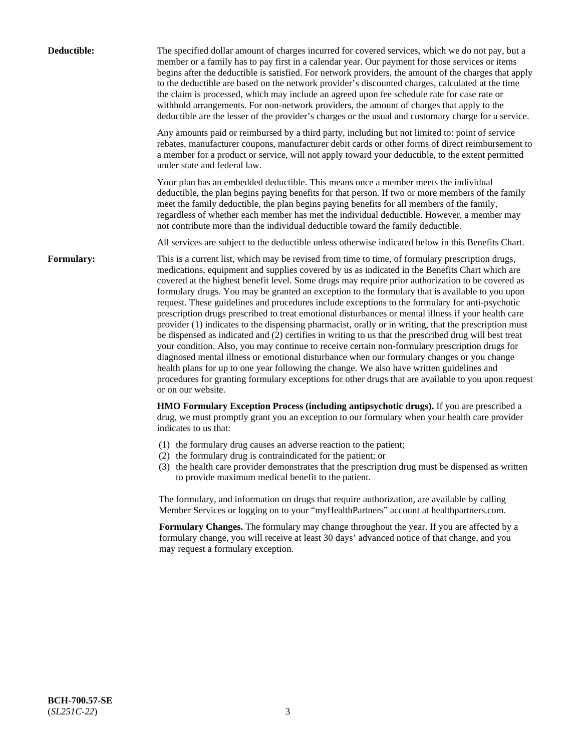**Deductible:** The specified dollar amount of charges incurred for covered services, which we do not pay, but a member or a family has to pay first in a calendar year. Our payment for those services or items begins after the deductible is satisfied. For network providers, the amount of the charges that apply to the deductible are based on the network provider's discounted charges, calculated at the time the claim is processed, which may include an agreed upon fee schedule rate for case rate or withhold arrangements. For non-network providers, the amount of charges that apply to the deductible are the lesser of the provider's charges or the usual and customary charge for a service.

Any amounts paid or reimbursed by a third party, including but not limited to: point of service rebates, manufacturer coupons, manufacturer debit cards or other forms of direct reimbursement to a member for a product or service, will not apply toward your deductible, to the extent permitted under state and federal law.

Your plan has an embedded deductible. This means once a member meets the individual deductible, the plan begins paying benefits for that person. If two or more members of the family meet the family deductible, the plan begins paying benefits for all members of the family, regardless of whether each member has met the individual deductible. However, a member may not contribute more than the individual deductible toward the family deductible.

All services are subject to the deductible unless otherwise indicated below in this Benefits Chart.

**Formulary:** This is a current list, which may be revised from time to time, of formulary prescription drugs, medications, equipment and supplies covered by us as indicated in the Benefits Chart which are covered at the highest benefit level. Some drugs may require prior authorization to be covered as formulary drugs. You may be granted an exception to the formulary that is available to you upon request. These guidelines and procedures include exceptions to the formulary for anti-psychotic prescription drugs prescribed to treat emotional disturbances or mental illness if your health care provider (1) indicates to the dispensing pharmacist, orally or in writing, that the prescription must be dispensed as indicated and (2) certifies in writing to us that the prescribed drug will best treat your condition. Also, you may continue to receive certain non-formulary prescription drugs for diagnosed mental illness or emotional disturbance when our formulary changes or you change health plans for up to one year following the change. We also have written guidelines and procedures for granting formulary exceptions for other drugs that are available to you upon request or on our website.

**HMO Formulary Exception Process (including antipsychotic drugs).** If you are prescribed a drug, we must promptly grant you an exception to our formulary when your health care provider indicates to us that:

(1) the formulary drug causes an adverse reaction to the patient;
(2) the formulary drug is contraindicated for the patient; or
(3) the health care provider demonstrates that the prescription drug must be dispensed as written to provide maximum medical benefit to the patient.

The formulary, and information on drugs that require authorization, are available by calling Member Services or logging on to your "myHealthPartners" account at healthpartners.com.

**Formulary Changes.** The formulary may change throughout the year. If you are affected by a formulary change, you will receive at least 30 days' advanced notice of that change, and you may request a formulary exception.

**BCH-700.57-SE**
(*SL251C-22*)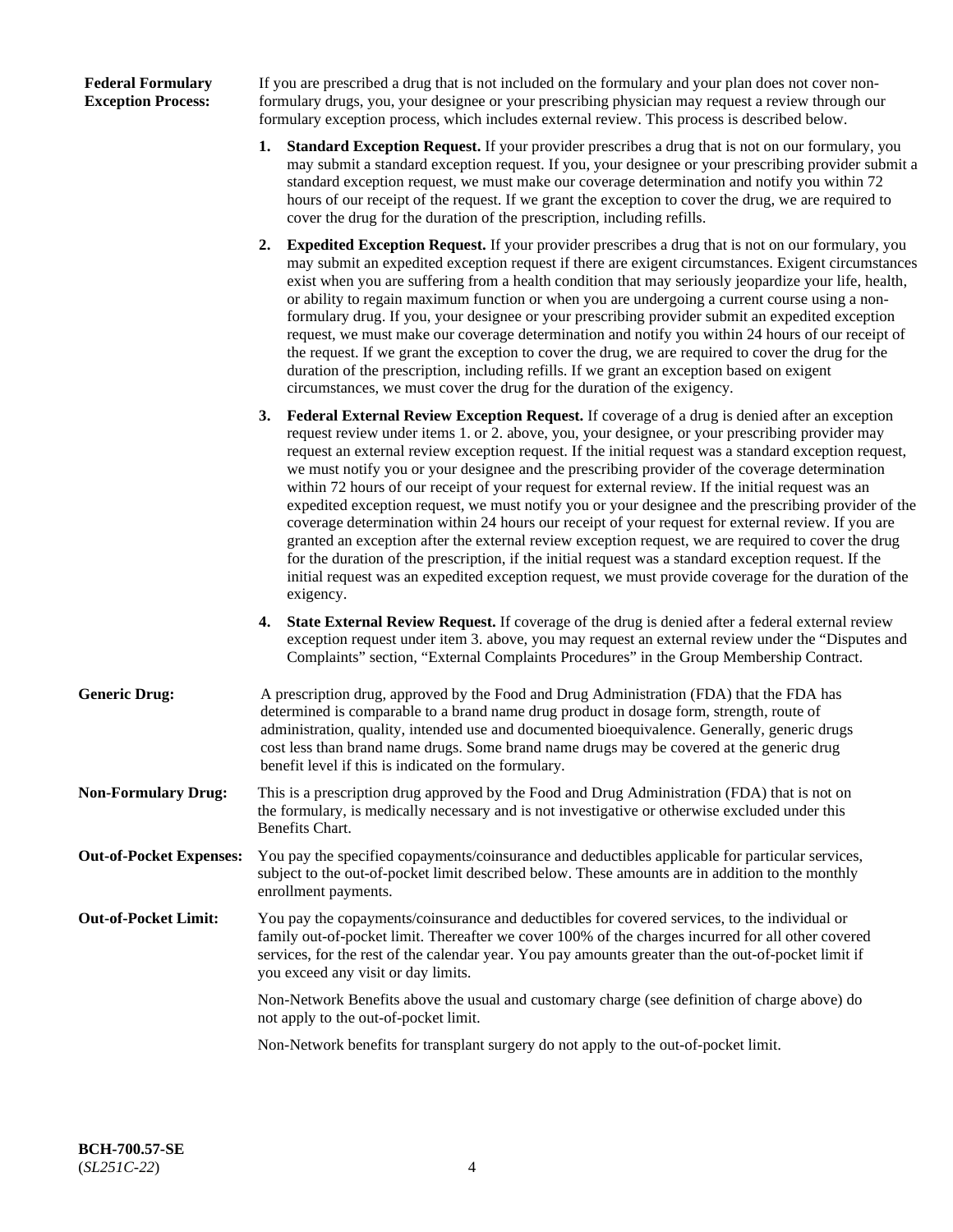**Federal Formulary Exception Process:** If you are prescribed a drug that is not included on the formulary and your plan does not cover non-formulary drugs, you, your designee or your prescribing physician may request a review through our formulary exception process, which includes external review. This process is described below.

1. **Standard Exception Request.** If your provider prescribes a drug that is not on our formulary, you may submit a standard exception request. If you, your designee or your prescribing provider submit a standard exception request, we must make our coverage determination and notify you within 72 hours of our receipt of the request. If we grant the exception to cover the drug, we are required to cover the drug for the duration of the prescription, including refills.

2. **Expedited Exception Request.** If your provider prescribes a drug that is not on our formulary, you may submit an expedited exception request if there are exigent circumstances. Exigent circumstances exist when you are suffering from a health condition that may seriously jeopardize your life, health, or ability to regain maximum function or when you are undergoing a current course using a non-formulary drug. If you, your designee or your prescribing provider submit an expedited exception request, we must make our coverage determination and notify you within 24 hours of our receipt of the request. If we grant the exception to cover the drug, we are required to cover the drug for the duration of the prescription, including refills. If we grant an exception based on exigent circumstances, we must cover the drug for the duration of the exigency.

3. **Federal External Review Exception Request.** If coverage of a drug is denied after an exception request review under items 1. or 2. above, you, your designee, or your prescribing provider may request an external review exception request. If the initial request was a standard exception request, we must notify you or your designee and the prescribing provider of the coverage determination within 72 hours of our receipt of your request for external review. If the initial request was an expedited exception request, we must notify you or your designee and the prescribing provider of the coverage determination within 24 hours our receipt of your request for external review. If you are granted an exception after the external review exception request, we are required to cover the drug for the duration of the prescription, if the initial request was a standard exception request. If the initial request was an expedited exception request, we must provide coverage for the duration of the exigency.

4. **State External Review Request.** If coverage of the drug is denied after a federal external review exception request under item 3. above, you may request an external review under the "Disputes and Complaints" section, "External Complaints Procedures" in the Group Membership Contract.

**Generic Drug:** A prescription drug, approved by the Food and Drug Administration (FDA) that the FDA has determined is comparable to a brand name drug product in dosage form, strength, route of administration, quality, intended use and documented bioequivalence. Generally, generic drugs cost less than brand name drugs. Some brand name drugs may be covered at the generic drug benefit level if this is indicated on the formulary.

**Non-Formulary Drug:** This is a prescription drug approved by the Food and Drug Administration (FDA) that is not on the formulary, is medically necessary and is not investigative or otherwise excluded under this Benefits Chart.

**Out-of-Pocket Expenses:** You pay the specified copayments/coinsurance and deductibles applicable for particular services, subject to the out-of-pocket limit described below. These amounts are in addition to the monthly enrollment payments.

**Out-of-Pocket Limit:** You pay the copayments/coinsurance and deductibles for covered services, to the individual or family out-of-pocket limit. Thereafter we cover 100% of the charges incurred for all other covered services, for the rest of the calendar year. You pay amounts greater than the out-of-pocket limit if you exceed any visit or day limits.

Non-Network Benefits above the usual and customary charge (see definition of charge above) do not apply to the out-of-pocket limit.

Non-Network benefits for transplant surgery do not apply to the out-of-pocket limit.

**BCH-700.57-SE**
(*SL251C-22*)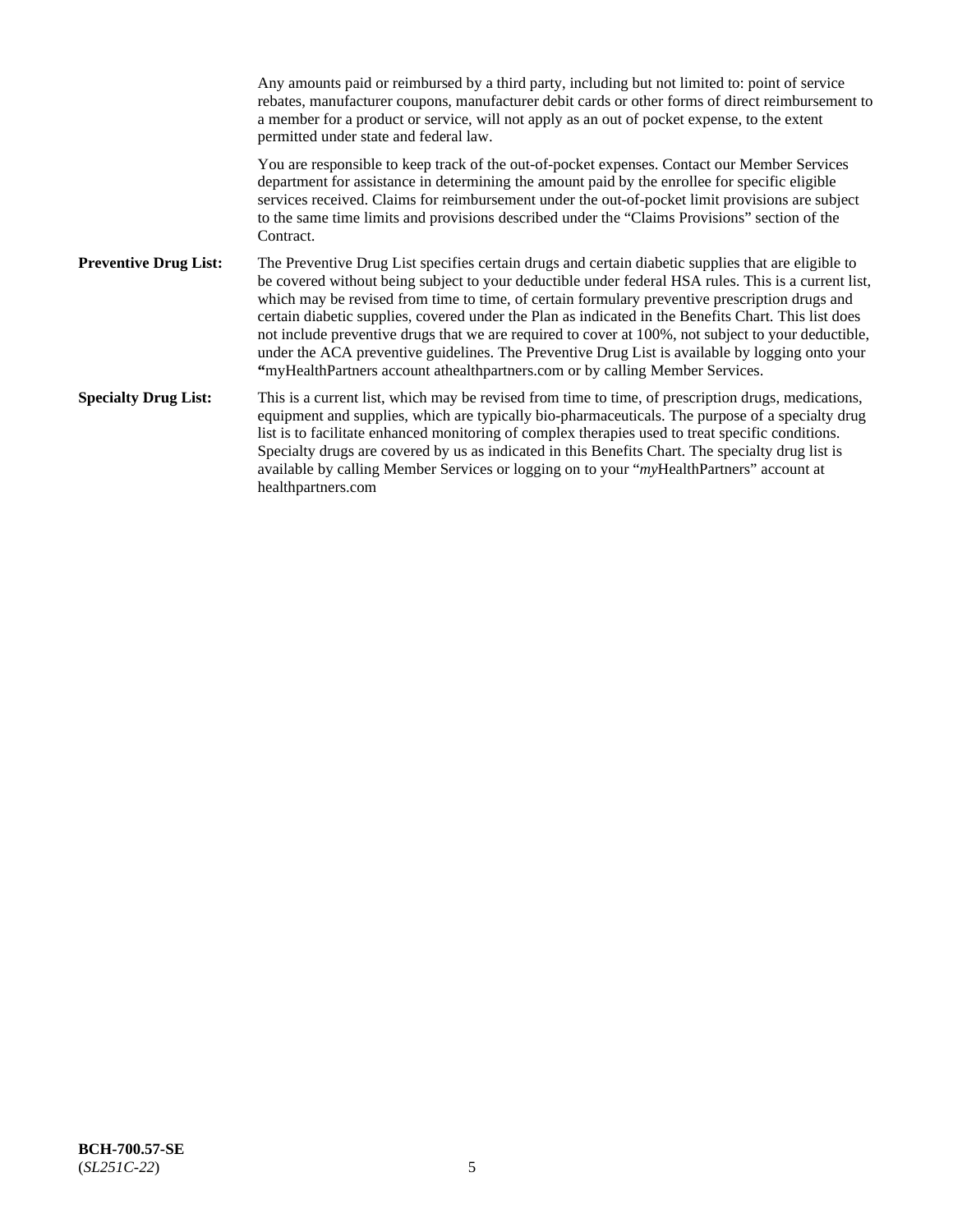Any amounts paid or reimbursed by a third party, including but not limited to: point of service rebates, manufacturer coupons, manufacturer debit cards or other forms of direct reimbursement to a member for a product or service, will not apply as an out of pocket expense, to the extent permitted under state and federal law.

You are responsible to keep track of the out-of-pocket expenses. Contact our Member Services department for assistance in determining the amount paid by the enrollee for specific eligible services received. Claims for reimbursement under the out-of-pocket limit provisions are subject to the same time limits and provisions described under the "Claims Provisions" section of the Contract.

**Preventive Drug List:** The Preventive Drug List specifies certain drugs and certain diabetic supplies that are eligible to be covered without being subject to your deductible under federal HSA rules. This is a current list, which may be revised from time to time, of certain formulary preventive prescription drugs and certain diabetic supplies, covered under the Plan as indicated in the Benefits Chart. This list does not include preventive drugs that we are required to cover at 100%, not subject to your deductible, under the ACA preventive guidelines. The Preventive Drug List is available by logging onto your **"**myHealthPartners account athealthpartners.com or by calling Member Services.

**Specialty Drug List:** This is a current list, which may be revised from time to time, of prescription drugs, medications, equipment and supplies, which are typically bio-pharmaceuticals. The purpose of a specialty drug list is to facilitate enhanced monitoring of complex therapies used to treat specific conditions. Specialty drugs are covered by us as indicated in this Benefits Chart. The specialty drug list is available by calling Member Services or logging on to your "*my*HealthPartners" account at healthpartners.com

**BCH-700.57-SE**
(*SL251C-22*)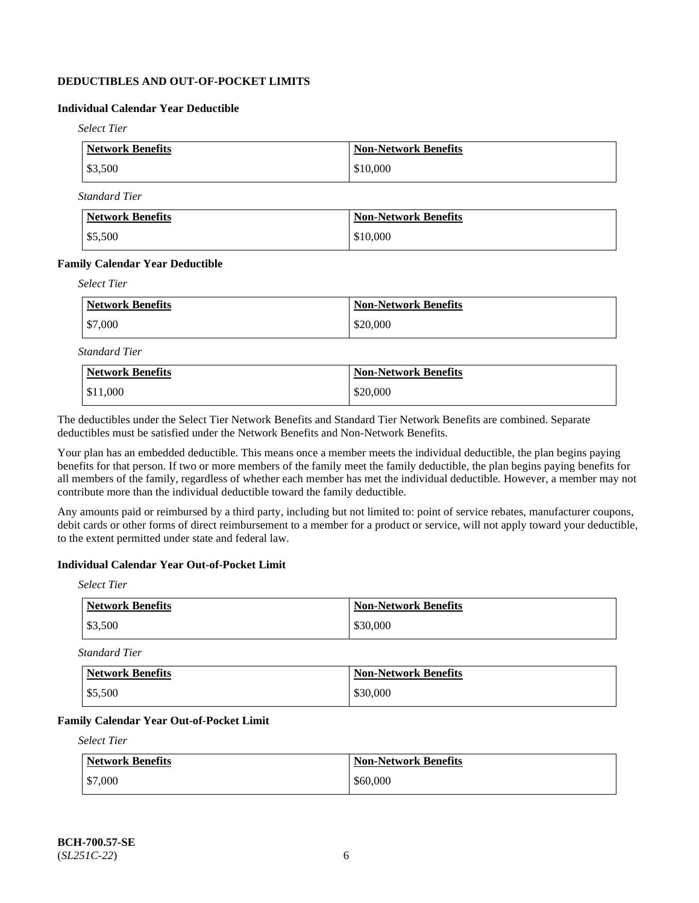## DEDUCTIBLES AND OUT-OF-POCKET LIMITS

### Individual Calendar Year Deductible

*Select Tier*

| Network Benefits | Non-Network Benefits |
|---|---|
| $3,500 | $10,000 |

*Standard Tier*

| Network Benefits | Non-Network Benefits |
|---|---|
| $5,500 | $10,000 |

### Family Calendar Year Deductible

*Select Tier*

| Network Benefits | Non-Network Benefits |
|---|---|
| $7,000 | $20,000 |

*Standard Tier*

| Network Benefits | Non-Network Benefits |
|---|---|
| $11,000 | $20,000 |

The deductibles under the Select Tier Network Benefits and Standard Tier Network Benefits are combined. Separate deductibles must be satisfied under the Network Benefits and Non-Network Benefits.

Your plan has an embedded deductible. This means once a member meets the individual deductible, the plan begins paying benefits for that person. If two or more members of the family meet the family deductible, the plan begins paying benefits for all members of the family, regardless of whether each member has met the individual deductible. However, a member may not contribute more than the individual deductible toward the family deductible.

Any amounts paid or reimbursed by a third party, including but not limited to: point of service rebates, manufacturer coupons, debit cards or other forms of direct reimbursement to a member for a product or service, will not apply toward your deductible, to the extent permitted under state and federal law.

### Individual Calendar Year Out-of-Pocket Limit

*Select Tier*

| Network Benefits | Non-Network Benefits |
|---|---|
| $3,500 | $30,000 |

*Standard Tier*

| Network Benefits | Non-Network Benefits |
|---|---|
| $5,500 | $30,000 |

### Family Calendar Year Out-of-Pocket Limit

*Select Tier*

| Network Benefits | Non-Network Benefits |
|---|---|
| $7,000 | $60,000 |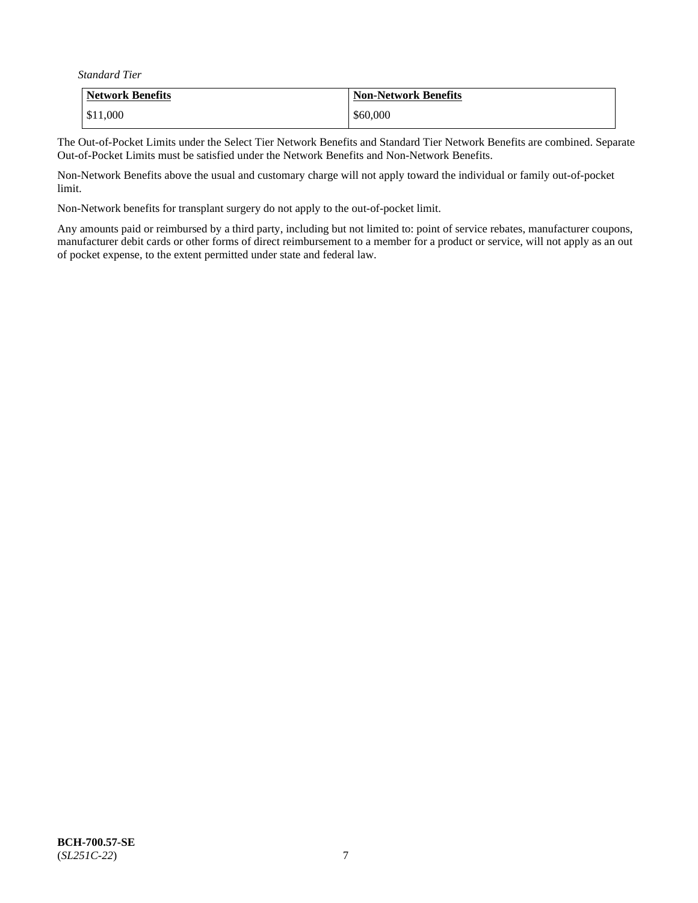*Standard Tier*

| Network Benefits | Non-Network Benefits |
| --- | --- |
| $11,000 | $60,000 |

The Out-of-Pocket Limits under the Select Tier Network Benefits and Standard Tier Network Benefits are combined. Separate Out-of-Pocket Limits must be satisfied under the Network Benefits and Non-Network Benefits.

Non-Network Benefits above the usual and customary charge will not apply toward the individual or family out-of-pocket limit.

Non-Network benefits for transplant surgery do not apply to the out-of-pocket limit.

Any amounts paid or reimbursed by a third party, including but not limited to: point of service rebates, manufacturer coupons, manufacturer debit cards or other forms of direct reimbursement to a member for a product or service, will not apply as an out of pocket expense, to the extent permitted under state and federal law.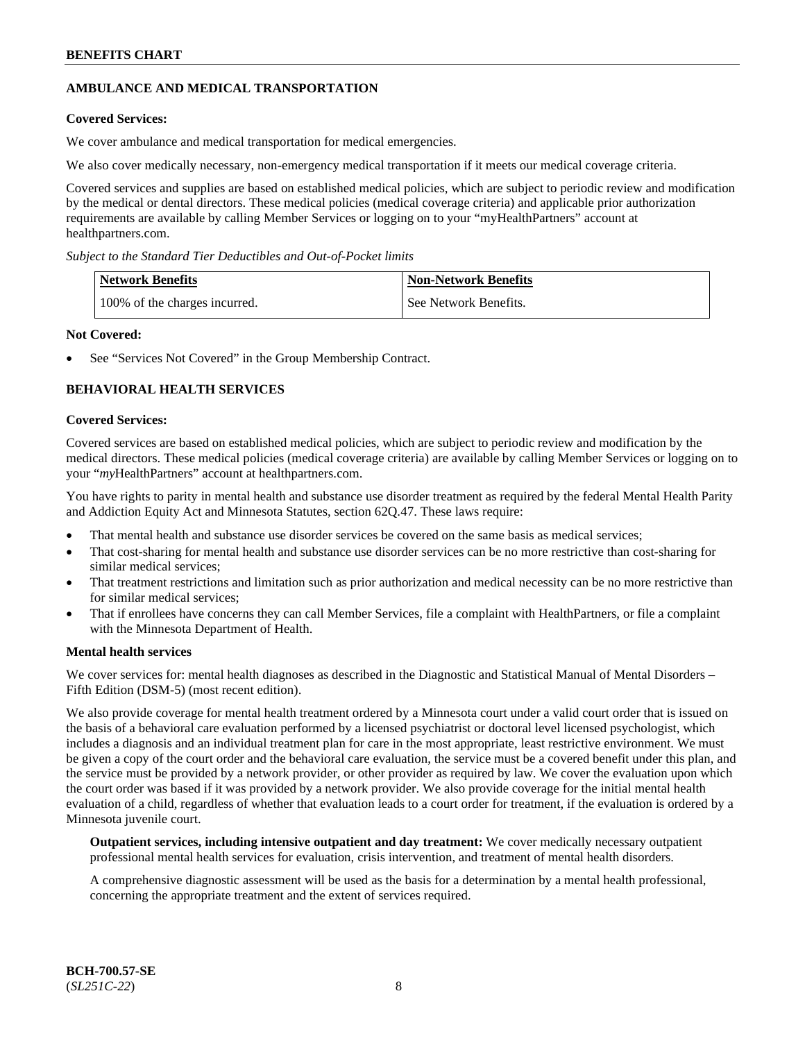## AMBULANCE AND MEDICAL TRANSPORTATION

**Covered Services:**

We cover ambulance and medical transportation for medical emergencies.

We also cover medically necessary, non-emergency medical transportation if it meets our medical coverage criteria.

Covered services and supplies are based on established medical policies, which are subject to periodic review and modification by the medical or dental directors. These medical policies (medical coverage criteria) and applicable prior authorization requirements are available by calling Member Services or logging on to your "myHealthPartners" account at healthpartners.com.

*Subject to the Standard Tier Deductibles and Out-of-Pocket limits*

| Network Benefits | Non-Network Benefits |
| --- | --- |
| 100% of the charges incurred. | See Network Benefits. |

**Not Covered:**

- See "Services Not Covered" in the Group Membership Contract.

## BEHAVIORAL HEALTH SERVICES

**Covered Services:**

Covered services are based on established medical policies, which are subject to periodic review and modification by the medical directors. These medical policies (medical coverage criteria) are available by calling Member Services or logging on to your "*my*HealthPartners" account at healthpartners.com.

You have rights to parity in mental health and substance use disorder treatment as required by the federal Mental Health Parity and Addiction Equity Act and Minnesota Statutes, section 62Q.47. These laws require:

- That mental health and substance use disorder services be covered on the same basis as medical services;
- That cost-sharing for mental health and substance use disorder services can be no more restrictive than cost-sharing for similar medical services;
- That treatment restrictions and limitation such as prior authorization and medical necessity can be no more restrictive than for similar medical services;
- That if enrollees have concerns they can call Member Services, file a complaint with HealthPartners, or file a complaint with the Minnesota Department of Health.

**Mental health services**

We cover services for: mental health diagnoses as described in the Diagnostic and Statistical Manual of Mental Disorders – Fifth Edition (DSM-5) (most recent edition).

We also provide coverage for mental health treatment ordered by a Minnesota court under a valid court order that is issued on the basis of a behavioral care evaluation performed by a licensed psychiatrist or doctoral level licensed psychologist, which includes a diagnosis and an individual treatment plan for care in the most appropriate, least restrictive environment. We must be given a copy of the court order and the behavioral care evaluation, the service must be a covered benefit under this plan, and the service must be provided by a network provider, or other provider as required by law. We cover the evaluation upon which the court order was based if it was provided by a network provider. We also provide coverage for the initial mental health evaluation of a child, regardless of whether that evaluation leads to a court order for treatment, if the evaluation is ordered by a Minnesota juvenile court.

**Outpatient services, including intensive outpatient and day treatment:** We cover medically necessary outpatient professional mental health services for evaluation, crisis intervention, and treatment of mental health disorders.

A comprehensive diagnostic assessment will be used as the basis for a determination by a mental health professional, concerning the appropriate treatment and the extent of services required.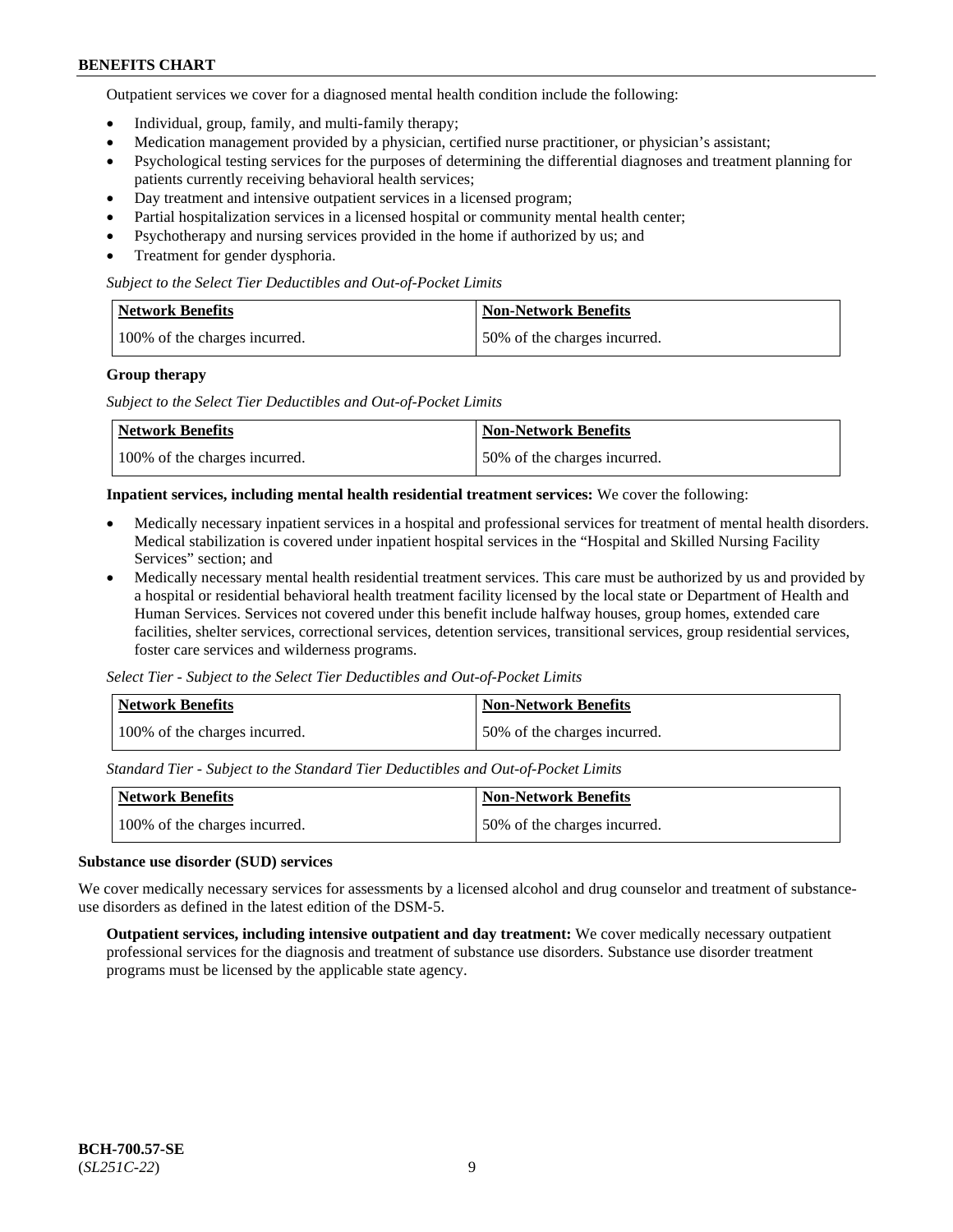Outpatient services we cover for a diagnosed mental health condition include the following:

- Individual, group, family, and multi-family therapy;
- Medication management provided by a physician, certified nurse practitioner, or physician's assistant;
- Psychological testing services for the purposes of determining the differential diagnoses and treatment planning for patients currently receiving behavioral health services;
- Day treatment and intensive outpatient services in a licensed program;
- Partial hospitalization services in a licensed hospital or community mental health center;
- Psychotherapy and nursing services provided in the home if authorized by us; and
- Treatment for gender dysphoria.

*Subject to the Select Tier Deductibles and Out-of-Pocket Limits*

| Network Benefits | Non-Network Benefits |
|---|---|
| 100% of the charges incurred. | 50% of the charges incurred. |

**Group therapy**

*Subject to the Select Tier Deductibles and Out-of-Pocket Limits*

| Network Benefits | Non-Network Benefits |
|---|---|
| 100% of the charges incurred. | 50% of the charges incurred. |

**Inpatient services, including mental health residential treatment services:** We cover the following:

- Medically necessary inpatient services in a hospital and professional services for treatment of mental health disorders. Medical stabilization is covered under inpatient hospital services in the "Hospital and Skilled Nursing Facility Services" section; and
- Medically necessary mental health residential treatment services. This care must be authorized by us and provided by a hospital or residential behavioral health treatment facility licensed by the local state or Department of Health and Human Services. Services not covered under this benefit include halfway houses, group homes, extended care facilities, shelter services, correctional services, detention services, transitional services, group residential services, foster care services and wilderness programs.

*Select Tier - Subject to the Select Tier Deductibles and Out-of-Pocket Limits*

| Network Benefits | Non-Network Benefits |
|---|---|
| 100% of the charges incurred. | 50% of the charges incurred. |

*Standard Tier - Subject to the Standard Tier Deductibles and Out-of-Pocket Limits*

| Network Benefits | Non-Network Benefits |
|---|---|
| 100% of the charges incurred. | 50% of the charges incurred. |

**Substance use disorder (SUD) services**

We cover medically necessary services for assessments by a licensed alcohol and drug counselor and treatment of substance-use disorders as defined in the latest edition of the DSM-5.

**Outpatient services, including intensive outpatient and day treatment:** We cover medically necessary outpatient professional services for the diagnosis and treatment of substance use disorders. Substance use disorder treatment programs must be licensed by the applicable state agency.

**BCH-700.57-SE**
(*SL251C-22*)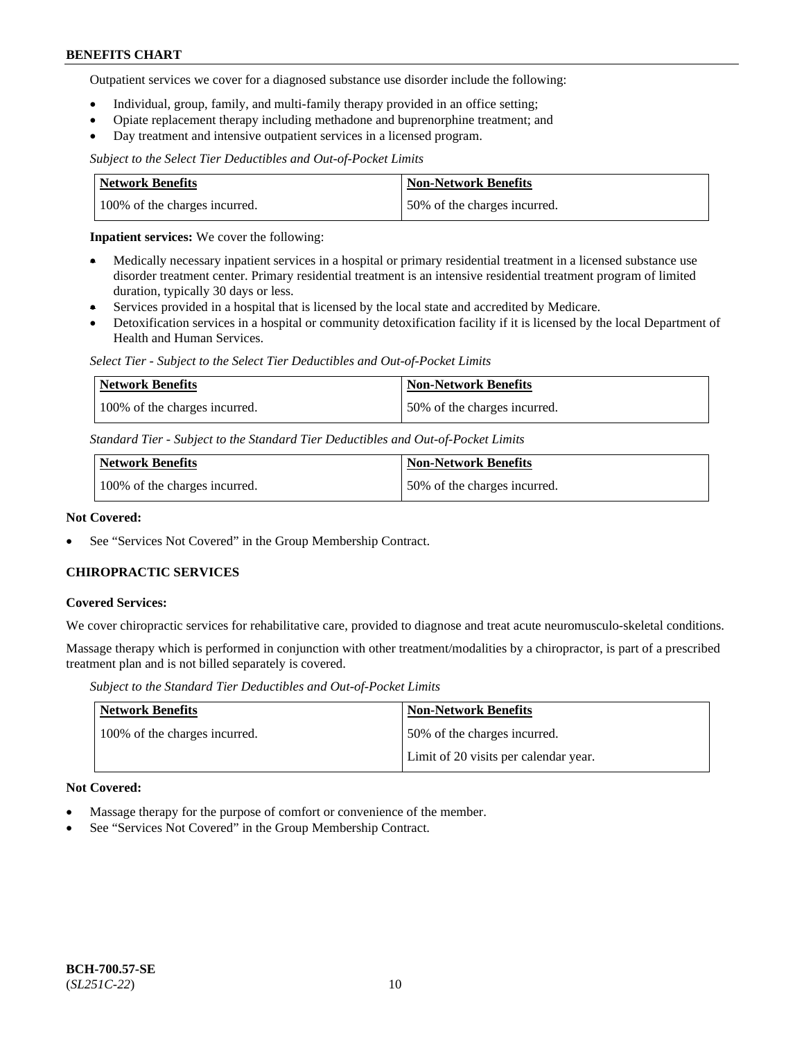Outpatient services we cover for a diagnosed substance use disorder include the following:

- Individual, group, family, and multi-family therapy provided in an office setting;
- Opiate replacement therapy including methadone and buprenorphine treatment; and
- Day treatment and intensive outpatient services in a licensed program.

*Subject to the Select Tier Deductibles and Out-of-Pocket Limits*

| Network Benefits | Non-Network Benefits |
|---|---|
| 100% of the charges incurred. | 50% of the charges incurred. |

**Inpatient services:** We cover the following:

- Medically necessary inpatient services in a hospital or primary residential treatment in a licensed substance use disorder treatment center. Primary residential treatment is an intensive residential treatment program of limited duration, typically 30 days or less.
- Services provided in a hospital that is licensed by the local state and accredited by Medicare.
- Detoxification services in a hospital or community detoxification facility if it is licensed by the local Department of Health and Human Services.

*Select Tier - Subject to the Select Tier Deductibles and Out-of-Pocket Limits*

| Network Benefits | Non-Network Benefits |
|---|---|
| 100% of the charges incurred. | 50% of the charges incurred. |

*Standard Tier - Subject to the Standard Tier Deductibles and Out-of-Pocket Limits*

| Network Benefits | Non-Network Benefits |
|---|---|
| 100% of the charges incurred. | 50% of the charges incurred. |

**Not Covered:**

- See "Services Not Covered" in the Group Membership Contract.

### CHIROPRACTIC SERVICES

**Covered Services:**

We cover chiropractic services for rehabilitative care, provided to diagnose and treat acute neuromusculo-skeletal conditions.

Massage therapy which is performed in conjunction with other treatment/modalities by a chiropractor, is part of a prescribed treatment plan and is not billed separately is covered.

*Subject to the Standard Tier Deductibles and Out-of-Pocket Limits*

| Network Benefits | Non-Network Benefits |
|---|---|
| 100% of the charges incurred. | 50% of the charges incurred.<br>Limit of 20 visits per calendar year. |

**Not Covered:**

- Massage therapy for the purpose of comfort or convenience of the member.
- See "Services Not Covered" in the Group Membership Contract.

BCH-700.57-SE
(*SL251C-22*)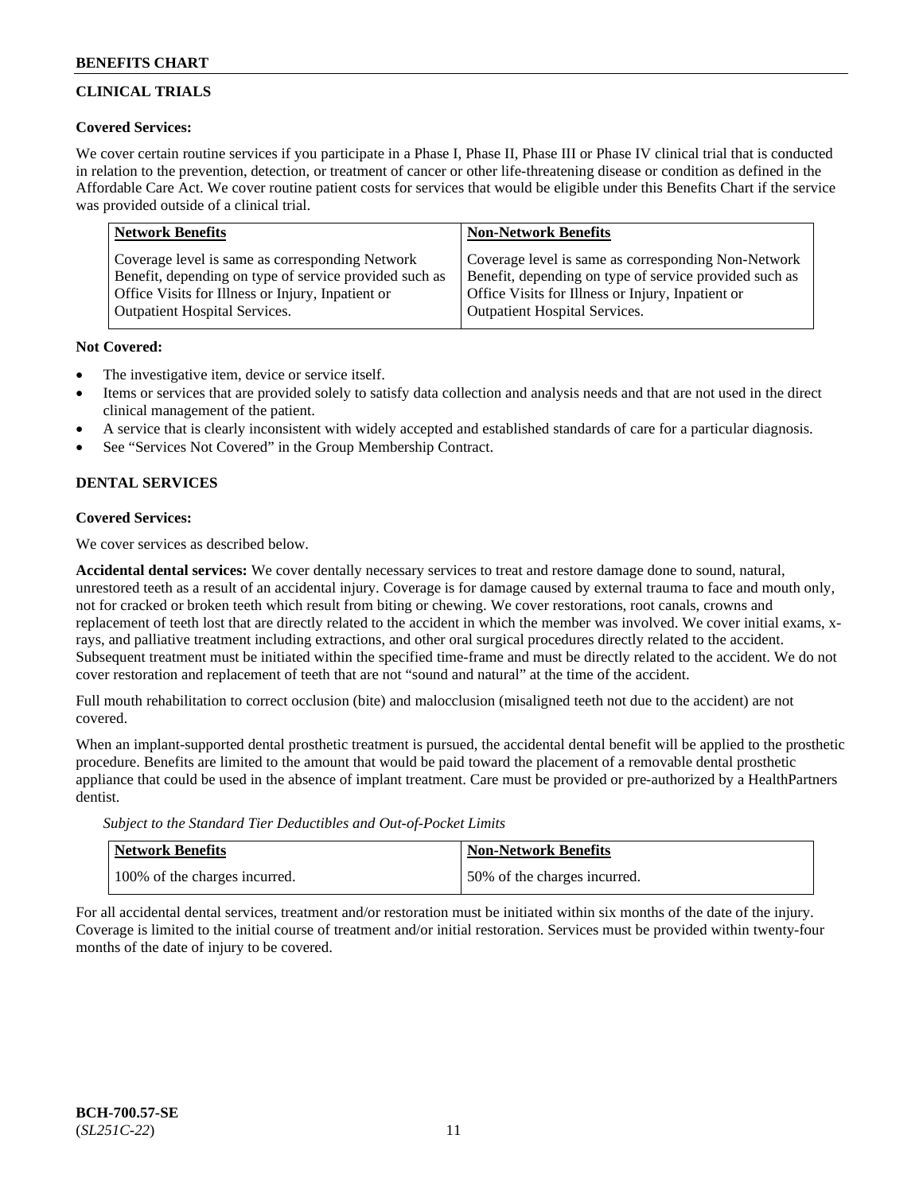## CLINICAL TRIALS

**Covered Services:**

We cover certain routine services if you participate in a Phase I, Phase II, Phase III or Phase IV clinical trial that is conducted in relation to the prevention, detection, or treatment of cancer or other life-threatening disease or condition as defined in the Affordable Care Act. We cover routine patient costs for services that would be eligible under this Benefits Chart if the service was provided outside of a clinical trial.

| Network Benefits | Non-Network Benefits |
|---|---|
| Coverage level is same as corresponding Network Benefit, depending on type of service provided such as Office Visits for Illness or Injury, Inpatient or Outpatient Hospital Services. | Coverage level is same as corresponding Non-Network Benefit, depending on type of service provided such as Office Visits for Illness or Injury, Inpatient or Outpatient Hospital Services. |

**Not Covered:**

- The investigative item, device or service itself.
- Items or services that are provided solely to satisfy data collection and analysis needs and that are not used in the direct clinical management of the patient.
- A service that is clearly inconsistent with widely accepted and established standards of care for a particular diagnosis.
- See "Services Not Covered" in the Group Membership Contract.

## DENTAL SERVICES

**Covered Services:**

We cover services as described below.

**Accidental dental services:** We cover dentally necessary services to treat and restore damage done to sound, natural, unrestored teeth as a result of an accidental injury. Coverage is for damage caused by external trauma to face and mouth only, not for cracked or broken teeth which result from biting or chewing. We cover restorations, root canals, crowns and replacement of teeth lost that are directly related to the accident in which the member was involved. We cover initial exams, x-rays, and palliative treatment including extractions, and other oral surgical procedures directly related to the accident. Subsequent treatment must be initiated within the specified time-frame and must be directly related to the accident. We do not cover restoration and replacement of teeth that are not "sound and natural" at the time of the accident.

Full mouth rehabilitation to correct occlusion (bite) and malocclusion (misaligned teeth not due to the accident) are not covered.

When an implant-supported dental prosthetic treatment is pursued, the accidental dental benefit will be applied to the prosthetic procedure. Benefits are limited to the amount that would be paid toward the placement of a removable dental prosthetic appliance that could be used in the absence of implant treatment. Care must be provided or pre-authorized by a HealthPartners dentist.

*Subject to the Standard Tier Deductibles and Out-of-Pocket Limits*

| Network Benefits | Non-Network Benefits |
|---|---|
| 100% of the charges incurred. | 50% of the charges incurred. |

For all accidental dental services, treatment and/or restoration must be initiated within six months of the date of the injury. Coverage is limited to the initial course of treatment and/or initial restoration. Services must be provided within twenty-four months of the date of injury to be covered.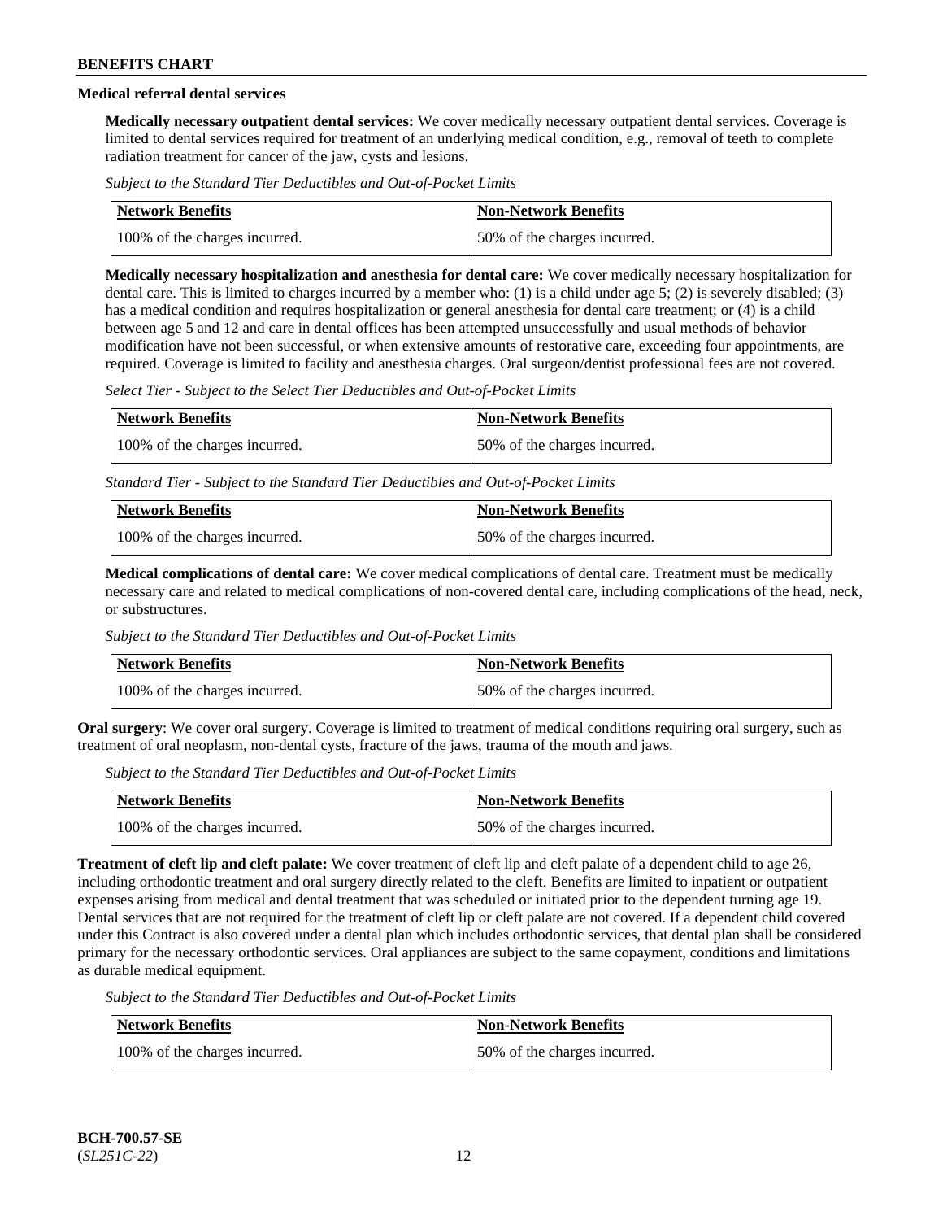**Medical referral dental services**

**Medically necessary outpatient dental services:** We cover medically necessary outpatient dental services. Coverage is limited to dental services required for treatment of an underlying medical condition, e.g., removal of teeth to complete radiation treatment for cancer of the jaw, cysts and lesions.

*Subject to the Standard Tier Deductibles and Out-of-Pocket Limits*

| Network Benefits | Non-Network Benefits |
|---|---|
| 100% of the charges incurred. | 50% of the charges incurred. |

**Medically necessary hospitalization and anesthesia for dental care:** We cover medically necessary hospitalization for dental care. This is limited to charges incurred by a member who: (1) is a child under age 5; (2) is severely disabled; (3) has a medical condition and requires hospitalization or general anesthesia for dental care treatment; or (4) is a child between age 5 and 12 and care in dental offices has been attempted unsuccessfully and usual methods of behavior modification have not been successful, or when extensive amounts of restorative care, exceeding four appointments, are required. Coverage is limited to facility and anesthesia charges. Oral surgeon/dentist professional fees are not covered.

*Select Tier - Subject to the Select Tier Deductibles and Out-of-Pocket Limits*

| Network Benefits | Non-Network Benefits |
|---|---|
| 100% of the charges incurred. | 50% of the charges incurred. |

*Standard Tier - Subject to the Standard Tier Deductibles and Out-of-Pocket Limits*

| Network Benefits | Non-Network Benefits |
|---|---|
| 100% of the charges incurred. | 50% of the charges incurred. |

**Medical complications of dental care:** We cover medical complications of dental care. Treatment must be medically necessary care and related to medical complications of non-covered dental care, including complications of the head, neck, or substructures.

*Subject to the Standard Tier Deductibles and Out-of-Pocket Limits*

| Network Benefits | Non-Network Benefits |
|---|---|
| 100% of the charges incurred. | 50% of the charges incurred. |

**Oral surgery**: We cover oral surgery. Coverage is limited to treatment of medical conditions requiring oral surgery, such as treatment of oral neoplasm, non-dental cysts, fracture of the jaws, trauma of the mouth and jaws.

*Subject to the Standard Tier Deductibles and Out-of-Pocket Limits*

| Network Benefits | Non-Network Benefits |
|---|---|
| 100% of the charges incurred. | 50% of the charges incurred. |

**Treatment of cleft lip and cleft palate:** We cover treatment of cleft lip and cleft palate of a dependent child to age 26, including orthodontic treatment and oral surgery directly related to the cleft. Benefits are limited to inpatient or outpatient expenses arising from medical and dental treatment that was scheduled or initiated prior to the dependent turning age 19. Dental services that are not required for the treatment of cleft lip or cleft palate are not covered. If a dependent child covered under this Contract is also covered under a dental plan which includes orthodontic services, that dental plan shall be considered primary for the necessary orthodontic services. Oral appliances are subject to the same copayment, conditions and limitations as durable medical equipment.

*Subject to the Standard Tier Deductibles and Out-of-Pocket Limits*

| Network Benefits | Non-Network Benefits |
|---|---|
| 100% of the charges incurred. | 50% of the charges incurred. |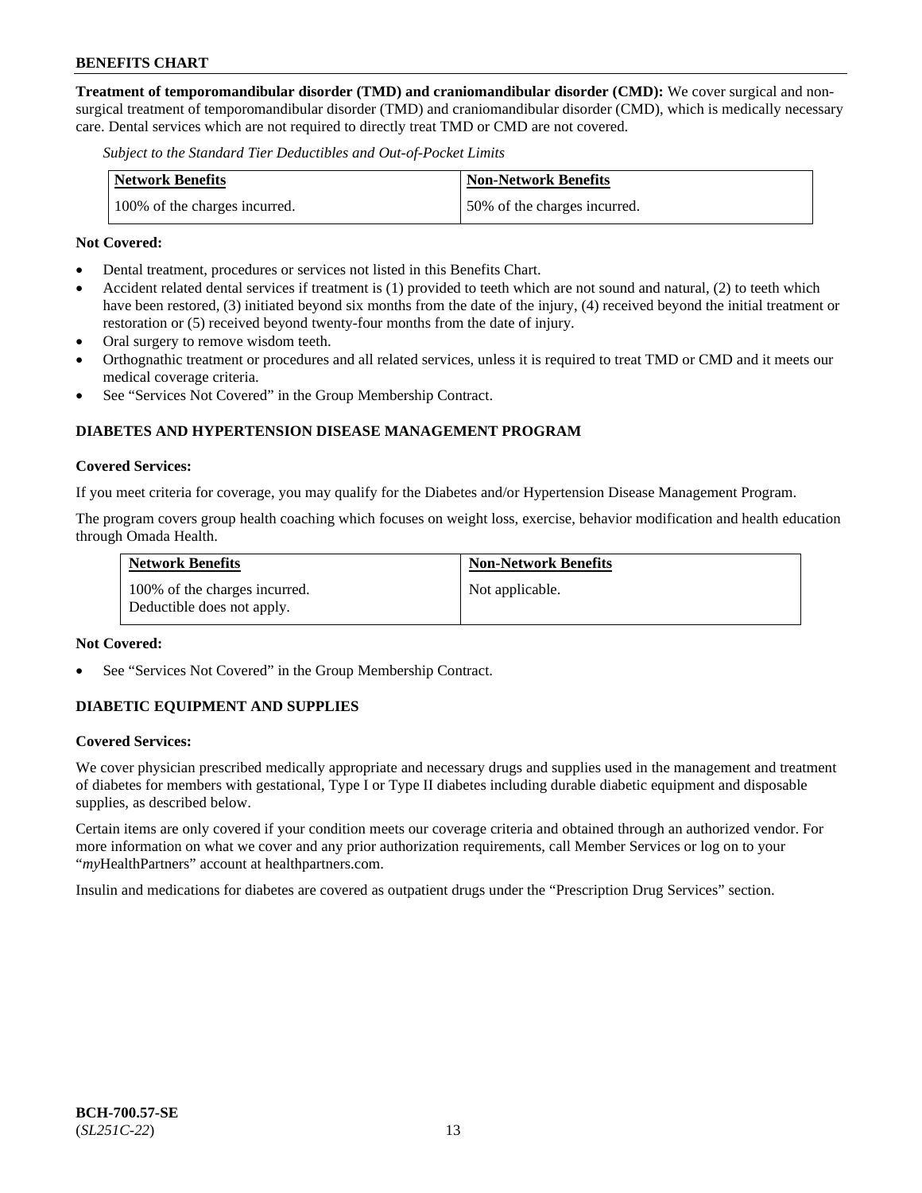**Treatment of temporomandibular disorder (TMD) and craniomandibular disorder (CMD):** We cover surgical and non-surgical treatment of temporomandibular disorder (TMD) and craniomandibular disorder (CMD), which is medically necessary care. Dental services which are not required to directly treat TMD or CMD are not covered.

*Subject to the Standard Tier Deductibles and Out-of-Pocket Limits*

| Network Benefits | Non-Network Benefits |
|---|---|
| 100% of the charges incurred. | 50% of the charges incurred. |

**Not Covered:**

- Dental treatment, procedures or services not listed in this Benefits Chart.
- Accident related dental services if treatment is (1) provided to teeth which are not sound and natural, (2) to teeth which have been restored, (3) initiated beyond six months from the date of the injury, (4) received beyond the initial treatment or restoration or (5) received beyond twenty-four months from the date of injury.
- Oral surgery to remove wisdom teeth.
- Orthognathic treatment or procedures and all related services, unless it is required to treat TMD or CMD and it meets our medical coverage criteria.
- See "Services Not Covered" in the Group Membership Contract.

## DIABETES AND HYPERTENSION DISEASE MANAGEMENT PROGRAM

**Covered Services:**

If you meet criteria for coverage, you may qualify for the Diabetes and/or Hypertension Disease Management Program.

The program covers group health coaching which focuses on weight loss, exercise, behavior modification and health education through Omada Health.

| Network Benefits | Non-Network Benefits |
|---|---|
| 100% of the charges incurred. Deductible does not apply. | Not applicable. |

**Not Covered:**

- See "Services Not Covered" in the Group Membership Contract.

## DIABETIC EQUIPMENT AND SUPPLIES

**Covered Services:**

We cover physician prescribed medically appropriate and necessary drugs and supplies used in the management and treatment of diabetes for members with gestational, Type I or Type II diabetes including durable diabetic equipment and disposable supplies, as described below.

Certain items are only covered if your condition meets our coverage criteria and obtained through an authorized vendor. For more information on what we cover and any prior authorization requirements, call Member Services or log on to your "*my*HealthPartners" account at healthpartners.com.

Insulin and medications for diabetes are covered as outpatient drugs under the "Prescription Drug Services" section.

**BCH-700.57-SE**
(*SL251C-22*)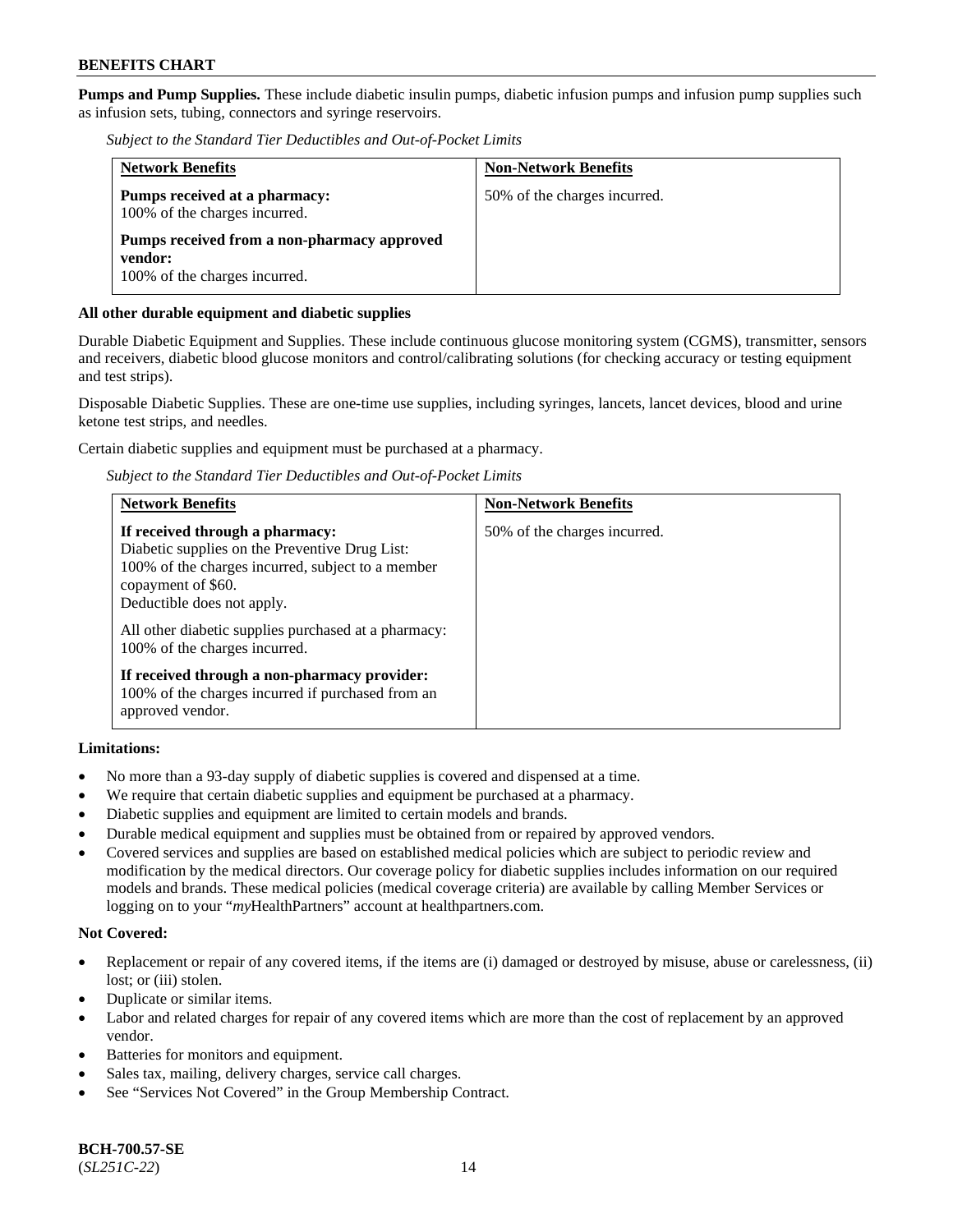**Pumps and Pump Supplies.** These include diabetic insulin pumps, diabetic infusion pumps and infusion pump supplies such as infusion sets, tubing, connectors and syringe reservoirs.

*Subject to the Standard Tier Deductibles and Out-of-Pocket Limits*

| Network Benefits | Non-Network Benefits |
| --- | --- |
| **Pumps received at a pharmacy:** 100% of the charges incurred.<br><br>**Pumps received from a non-pharmacy approved vendor:** 100% of the charges incurred. | 50% of the charges incurred. |

**All other durable equipment and diabetic supplies**

Durable Diabetic Equipment and Supplies. These include continuous glucose monitoring system (CGMS), transmitter, sensors and receivers, diabetic blood glucose monitors and control/calibrating solutions (for checking accuracy or testing equipment and test strips).

Disposable Diabetic Supplies. These are one-time use supplies, including syringes, lancets, lancet devices, blood and urine ketone test strips, and needles.

Certain diabetic supplies and equipment must be purchased at a pharmacy.

*Subject to the Standard Tier Deductibles and Out-of-Pocket Limits*

| Network Benefits | Non-Network Benefits |
| --- | --- |
| **If received through a pharmacy:** Diabetic supplies on the Preventive Drug List: 100% of the charges incurred, subject to a member copayment of $60. Deductible does not apply.<br><br>All other diabetic supplies purchased at a pharmacy: 100% of the charges incurred.<br><br>**If received through a non-pharmacy provider:** 100% of the charges incurred if purchased from an approved vendor. | 50% of the charges incurred. |

**Limitations:**

- No more than a 93-day supply of diabetic supplies is covered and dispensed at a time.
- We require that certain diabetic supplies and equipment be purchased at a pharmacy.
- Diabetic supplies and equipment are limited to certain models and brands.
- Durable medical equipment and supplies must be obtained from or repaired by approved vendors.
- Covered services and supplies are based on established medical policies which are subject to periodic review and modification by the medical directors. Our coverage policy for diabetic supplies includes information on our required models and brands. These medical policies (medical coverage criteria) are available by calling Member Services or logging on to your "*my*HealthPartners" account at healthpartners.com.

**Not Covered:**

- Replacement or repair of any covered items, if the items are (i) damaged or destroyed by misuse, abuse or carelessness, (ii) lost; or (iii) stolen.
- Duplicate or similar items.
- Labor and related charges for repair of any covered items which are more than the cost of replacement by an approved vendor.
- Batteries for monitors and equipment.
- Sales tax, mailing, delivery charges, service call charges.
- See "Services Not Covered" in the Group Membership Contract.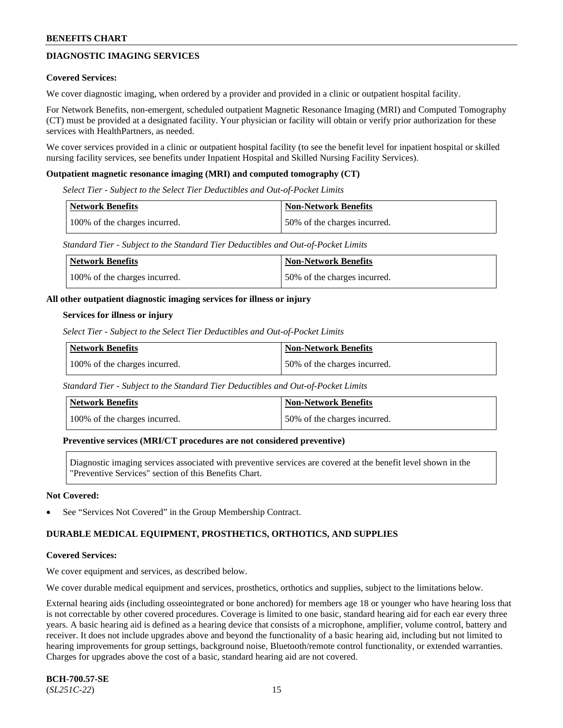## DIAGNOSTIC IMAGING SERVICES

**Covered Services:**

We cover diagnostic imaging, when ordered by a provider and provided in a clinic or outpatient hospital facility.

For Network Benefits, non-emergent, scheduled outpatient Magnetic Resonance Imaging (MRI) and Computed Tomography (CT) must be provided at a designated facility. Your physician or facility will obtain or verify prior authorization for these services with HealthPartners, as needed.

We cover services provided in a clinic or outpatient hospital facility (to see the benefit level for inpatient hospital or skilled nursing facility services, see benefits under Inpatient Hospital and Skilled Nursing Facility Services).

**Outpatient magnetic resonance imaging (MRI) and computed tomography (CT)**

*Select Tier - Subject to the Select Tier Deductibles and Out-of-Pocket Limits*

| Network Benefits | Non-Network Benefits |
|---|---|
| 100% of the charges incurred. | 50% of the charges incurred. |

*Standard Tier - Subject to the Standard Tier Deductibles and Out-of-Pocket Limits*

| Network Benefits | Non-Network Benefits |
|---|---|
| 100% of the charges incurred. | 50% of the charges incurred. |

**All other outpatient diagnostic imaging services for illness or injury**

**Services for illness or injury**

*Select Tier - Subject to the Select Tier Deductibles and Out-of-Pocket Limits*

| Network Benefits | Non-Network Benefits |
|---|---|
| 100% of the charges incurred. | 50% of the charges incurred. |

*Standard Tier - Subject to the Standard Tier Deductibles and Out-of-Pocket Limits*

| Network Benefits | Non-Network Benefits |
|---|---|
| 100% of the charges incurred. | 50% of the charges incurred. |

**Preventive services (MRI/CT procedures are not considered preventive)**

Diagnostic imaging services associated with preventive services are covered at the benefit level shown in the "Preventive Services" section of this Benefits Chart.

**Not Covered:**

- See "Services Not Covered" in the Group Membership Contract.

## DURABLE MEDICAL EQUIPMENT, PROSTHETICS, ORTHOTICS, AND SUPPLIES

**Covered Services:**

We cover equipment and services, as described below.

We cover durable medical equipment and services, prosthetics, orthotics and supplies, subject to the limitations below.

External hearing aids (including osseointegrated or bone anchored) for members age 18 or younger who have hearing loss that is not correctable by other covered procedures. Coverage is limited to one basic, standard hearing aid for each ear every three years. A basic hearing aid is defined as a hearing device that consists of a microphone, amplifier, volume control, battery and receiver. It does not include upgrades above and beyond the functionality of a basic hearing aid, including but not limited to hearing improvements for group settings, background noise, Bluetooth/remote control functionality, or extended warranties. Charges for upgrades above the cost of a basic, standard hearing aid are not covered.

**BCH-700.57-SE**
(*SL251C-22*)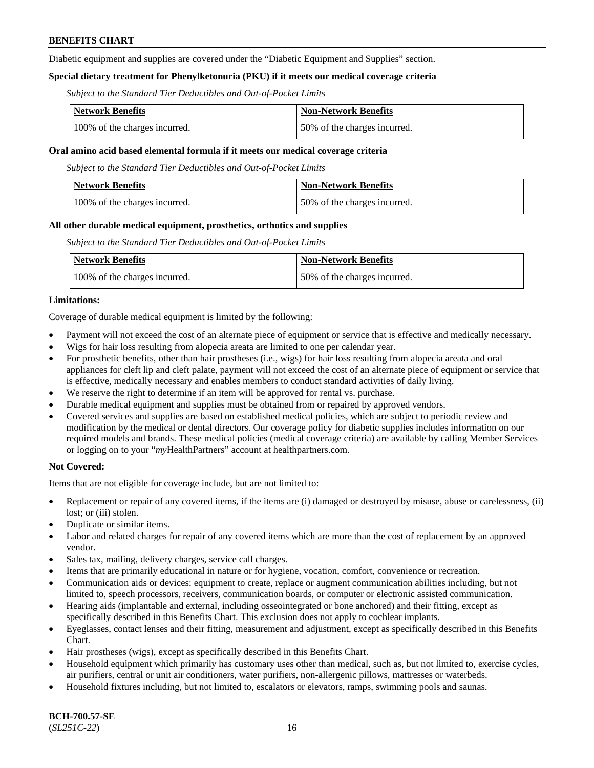Diabetic equipment and supplies are covered under the "Diabetic Equipment and Supplies" section.

**Special dietary treatment for Phenylketonuria (PKU) if it meets our medical coverage criteria**

*Subject to the Standard Tier Deductibles and Out-of-Pocket Limits*

| Network Benefits | Non-Network Benefits |
| --- | --- |
| 100% of the charges incurred. | 50% of the charges incurred. |

**Oral amino acid based elemental formula if it meets our medical coverage criteria**

*Subject to the Standard Tier Deductibles and Out-of-Pocket Limits*

| Network Benefits | Non-Network Benefits |
| --- | --- |
| 100% of the charges incurred. | 50% of the charges incurred. |

**All other durable medical equipment, prosthetics, orthotics and supplies**

*Subject to the Standard Tier Deductibles and Out-of-Pocket Limits*

| Network Benefits | Non-Network Benefits |
| --- | --- |
| 100% of the charges incurred. | 50% of the charges incurred. |

**Limitations:**

Coverage of durable medical equipment is limited by the following:

- Payment will not exceed the cost of an alternate piece of equipment or service that is effective and medically necessary.
- Wigs for hair loss resulting from alopecia areata are limited to one per calendar year.
- For prosthetic benefits, other than hair prostheses (i.e., wigs) for hair loss resulting from alopecia areata and oral appliances for cleft lip and cleft palate, payment will not exceed the cost of an alternate piece of equipment or service that is effective, medically necessary and enables members to conduct standard activities of daily living.
- We reserve the right to determine if an item will be approved for rental vs. purchase.
- Durable medical equipment and supplies must be obtained from or repaired by approved vendors.
- Covered services and supplies are based on established medical policies, which are subject to periodic review and modification by the medical or dental directors. Our coverage policy for diabetic supplies includes information on our required models and brands. These medical policies (medical coverage criteria) are available by calling Member Services or logging on to your "*my*HealthPartners" account at healthpartners.com.

**Not Covered:**

Items that are not eligible for coverage include, but are not limited to:

- Replacement or repair of any covered items, if the items are (i) damaged or destroyed by misuse, abuse or carelessness, (ii) lost; or (iii) stolen.
- Duplicate or similar items.
- Labor and related charges for repair of any covered items which are more than the cost of replacement by an approved vendor.
- Sales tax, mailing, delivery charges, service call charges.
- Items that are primarily educational in nature or for hygiene, vocation, comfort, convenience or recreation.
- Communication aids or devices: equipment to create, replace or augment communication abilities including, but not limited to, speech processors, receivers, communication boards, or computer or electronic assisted communication.
- Hearing aids (implantable and external, including osseointegrated or bone anchored) and their fitting, except as specifically described in this Benefits Chart. This exclusion does not apply to cochlear implants.
- Eyeglasses, contact lenses and their fitting, measurement and adjustment, except as specifically described in this Benefits Chart.
- Hair prostheses (wigs), except as specifically described in this Benefits Chart.
- Household equipment which primarily has customary uses other than medical, such as, but not limited to, exercise cycles, air purifiers, central or unit air conditioners, water purifiers, non-allergenic pillows, mattresses or waterbeds.
- Household fixtures including, but not limited to, escalators or elevators, ramps, swimming pools and saunas.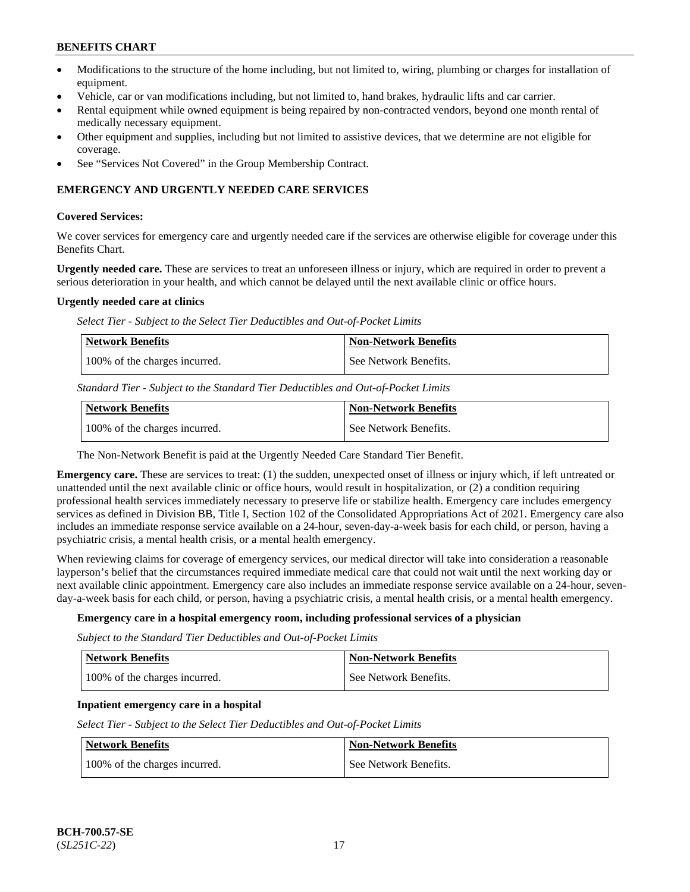- Modifications to the structure of the home including, but not limited to, wiring, plumbing or charges for installation of equipment.
- Vehicle, car or van modifications including, but not limited to, hand brakes, hydraulic lifts and car carrier.
- Rental equipment while owned equipment is being repaired by non-contracted vendors, beyond one month rental of medically necessary equipment.
- Other equipment and supplies, including but not limited to assistive devices, that we determine are not eligible for coverage.
- See "Services Not Covered" in the Group Membership Contract.

## EMERGENCY AND URGENTLY NEEDED CARE SERVICES

**Covered Services:**

We cover services for emergency care and urgently needed care if the services are otherwise eligible for coverage under this Benefits Chart.

**Urgently needed care.** These are services to treat an unforeseen illness or injury, which are required in order to prevent a serious deterioration in your health, and which cannot be delayed until the next available clinic or office hours.

**Urgently needed care at clinics**

*Select Tier - Subject to the Select Tier Deductibles and Out-of-Pocket Limits*

| Network Benefits | Non-Network Benefits |
|---|---|
| 100% of the charges incurred. | See Network Benefits. |

*Standard Tier - Subject to the Standard Tier Deductibles and Out-of-Pocket Limits*

| Network Benefits | Non-Network Benefits |
|---|---|
| 100% of the charges incurred. | See Network Benefits. |

The Non-Network Benefit is paid at the Urgently Needed Care Standard Tier Benefit.

**Emergency care.** These are services to treat: (1) the sudden, unexpected onset of illness or injury which, if left untreated or unattended until the next available clinic or office hours, would result in hospitalization, or (2) a condition requiring professional health services immediately necessary to preserve life or stabilize health. Emergency care includes emergency services as defined in Division BB, Title I, Section 102 of the Consolidated Appropriations Act of 2021. Emergency care also includes an immediate response service available on a 24-hour, seven-day-a-week basis for each child, or person, having a psychiatric crisis, a mental health crisis, or a mental health emergency.

When reviewing claims for coverage of emergency services, our medical director will take into consideration a reasonable layperson's belief that the circumstances required immediate medical care that could not wait until the next working day or next available clinic appointment. Emergency care also includes an immediate response service available on a 24-hour, seven-day-a-week basis for each child, or person, having a psychiatric crisis, a mental health crisis, or a mental health emergency.

**Emergency care in a hospital emergency room, including professional services of a physician**

*Subject to the Standard Tier Deductibles and Out-of-Pocket Limits*

| Network Benefits | Non-Network Benefits |
|---|---|
| 100% of the charges incurred. | See Network Benefits. |

**Inpatient emergency care in a hospital**

*Select Tier - Subject to the Select Tier Deductibles and Out-of-Pocket Limits*

| Network Benefits | Non-Network Benefits |
|---|---|
| 100% of the charges incurred. | See Network Benefits. |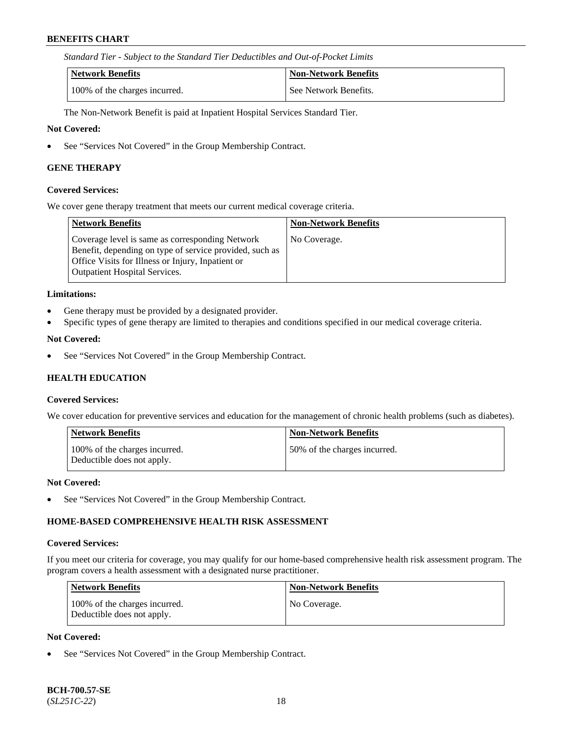*Standard Tier - Subject to the Standard Tier Deductibles and Out-of-Pocket Limits*

| Network Benefits | Non-Network Benefits |
| --- | --- |
| 100% of the charges incurred. | See Network Benefits. |

The Non-Network Benefit is paid at Inpatient Hospital Services Standard Tier.

**Not Covered:**

- See "Services Not Covered" in the Group Membership Contract.

### GENE THERAPY

**Covered Services:**

We cover gene therapy treatment that meets our current medical coverage criteria.

| Network Benefits | Non-Network Benefits |
| --- | --- |
| Coverage level is same as corresponding Network Benefit, depending on type of service provided, such as Office Visits for Illness or Injury, Inpatient or Outpatient Hospital Services. | No Coverage. |

**Limitations:**

- Gene therapy must be provided by a designated provider.
- Specific types of gene therapy are limited to therapies and conditions specified in our medical coverage criteria.

**Not Covered:**

- See "Services Not Covered" in the Group Membership Contract.

### HEALTH EDUCATION

**Covered Services:**

We cover education for preventive services and education for the management of chronic health problems (such as diabetes).

| Network Benefits | Non-Network Benefits |
| --- | --- |
| 100% of the charges incurred. Deductible does not apply. | 50% of the charges incurred. |

**Not Covered:**

- See "Services Not Covered" in the Group Membership Contract.

### HOME-BASED COMPREHENSIVE HEALTH RISK ASSESSMENT

**Covered Services:**

If you meet our criteria for coverage, you may qualify for our home-based comprehensive health risk assessment program. The program covers a health assessment with a designated nurse practitioner.

| Network Benefits | Non-Network Benefits |
| --- | --- |
| 100% of the charges incurred. Deductible does not apply. | No Coverage. |

**Not Covered:**

- See "Services Not Covered" in the Group Membership Contract.

**BCH-700.57-SE**
(*SL251C-22*)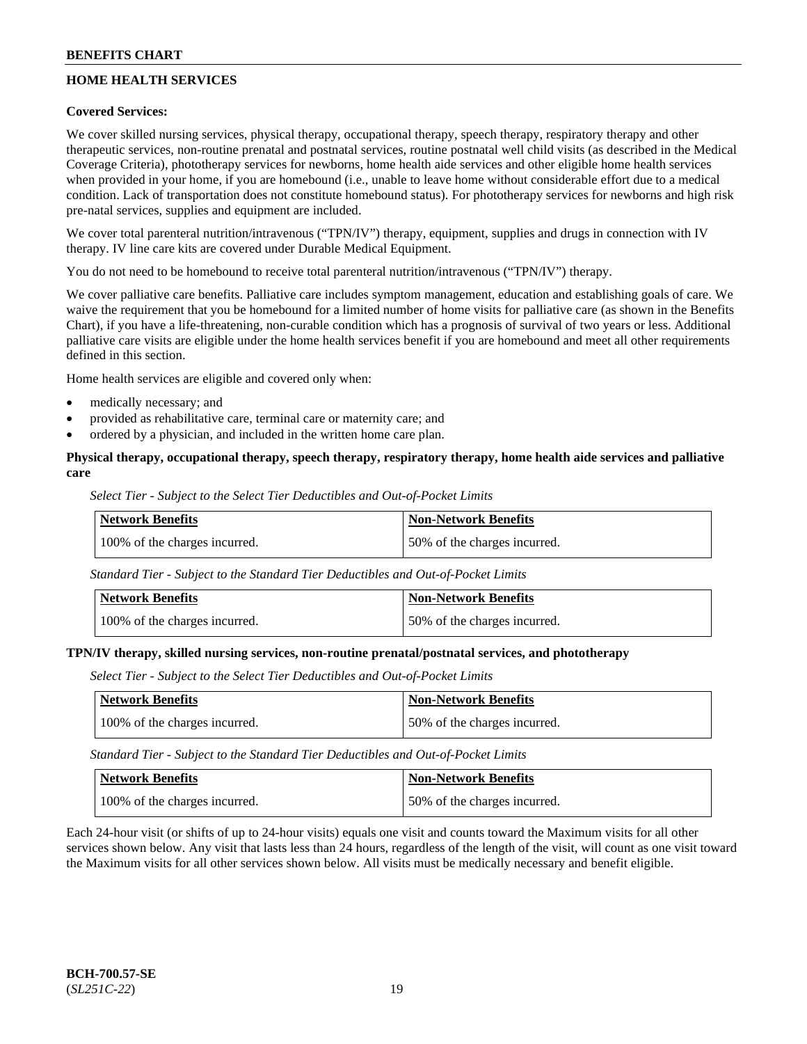## HOME HEALTH SERVICES

**Covered Services:**

We cover skilled nursing services, physical therapy, occupational therapy, speech therapy, respiratory therapy and other therapeutic services, non-routine prenatal and postnatal services, routine postnatal well child visits (as described in the Medical Coverage Criteria), phototherapy services for newborns, home health aide services and other eligible home health services when provided in your home, if you are homebound (i.e., unable to leave home without considerable effort due to a medical condition. Lack of transportation does not constitute homebound status). For phototherapy services for newborns and high risk pre-natal services, supplies and equipment are included.

We cover total parenteral nutrition/intravenous ("TPN/IV") therapy, equipment, supplies and drugs in connection with IV therapy. IV line care kits are covered under Durable Medical Equipment.

You do not need to be homebound to receive total parenteral nutrition/intravenous ("TPN/IV") therapy.

We cover palliative care benefits. Palliative care includes symptom management, education and establishing goals of care. We waive the requirement that you be homebound for a limited number of home visits for palliative care (as shown in the Benefits Chart), if you have a life-threatening, non-curable condition which has a prognosis of survival of two years or less. Additional palliative care visits are eligible under the home health services benefit if you are homebound and meet all other requirements defined in this section.

Home health services are eligible and covered only when:

- medically necessary; and
- provided as rehabilitative care, terminal care or maternity care; and
- ordered by a physician, and included in the written home care plan.

**Physical therapy, occupational therapy, speech therapy, respiratory therapy, home health aide services and palliative care**

*Select Tier - Subject to the Select Tier Deductibles and Out-of-Pocket Limits*

| Network Benefits | Non-Network Benefits |
|---|---|
| 100% of the charges incurred. | 50% of the charges incurred. |

*Standard Tier - Subject to the Standard Tier Deductibles and Out-of-Pocket Limits*

| Network Benefits | Non-Network Benefits |
|---|---|
| 100% of the charges incurred. | 50% of the charges incurred. |

**TPN/IV therapy, skilled nursing services, non-routine prenatal/postnatal services, and phototherapy**

*Select Tier - Subject to the Select Tier Deductibles and Out-of-Pocket Limits*

| Network Benefits | Non-Network Benefits |
|---|---|
| 100% of the charges incurred. | 50% of the charges incurred. |

*Standard Tier - Subject to the Standard Tier Deductibles and Out-of-Pocket Limits*

| Network Benefits | Non-Network Benefits |
|---|---|
| 100% of the charges incurred. | 50% of the charges incurred. |

Each 24-hour visit (or shifts of up to 24-hour visits) equals one visit and counts toward the Maximum visits for all other services shown below. Any visit that lasts less than 24 hours, regardless of the length of the visit, will count as one visit toward the Maximum visits for all other services shown below. All visits must be medically necessary and benefit eligible.

**BCH-700.57-SE**
(*SL251C-22*)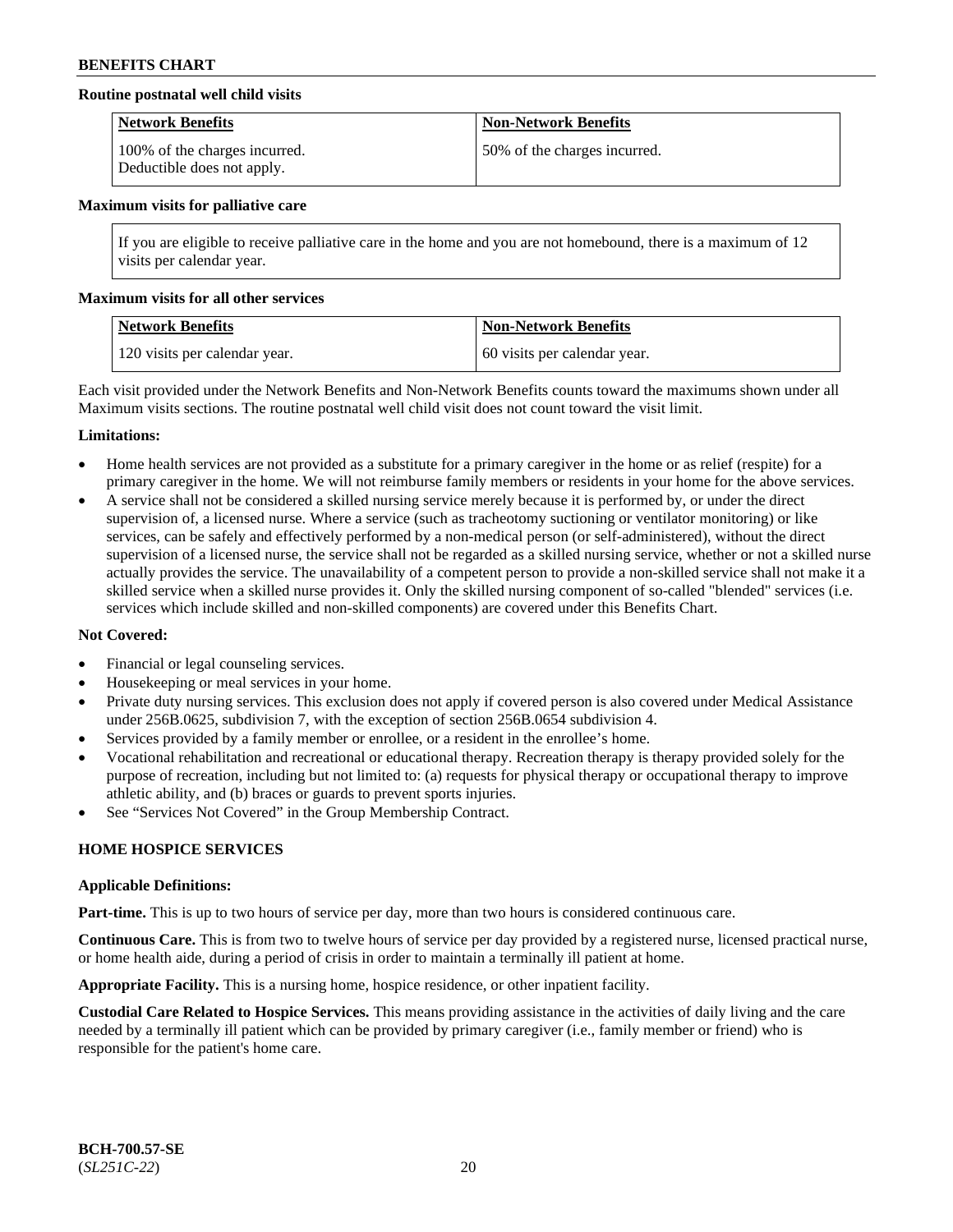**Routine postnatal well child visits**

| Network Benefits | Non-Network Benefits |
| --- | --- |
| 100% of the charges incurred. Deductible does not apply. | 50% of the charges incurred. |

**Maximum visits for palliative care**

If you are eligible to receive palliative care in the home and you are not homebound, there is a maximum of 12 visits per calendar year.

**Maximum visits for all other services**

| Network Benefits | Non-Network Benefits |
| --- | --- |
| 120 visits per calendar year. | 60 visits per calendar year. |

Each visit provided under the Network Benefits and Non-Network Benefits counts toward the maximums shown under all Maximum visits sections. The routine postnatal well child visit does not count toward the visit limit.

**Limitations:**

- Home health services are not provided as a substitute for a primary caregiver in the home or as relief (respite) for a primary caregiver in the home. We will not reimburse family members or residents in your home for the above services.
- A service shall not be considered a skilled nursing service merely because it is performed by, or under the direct supervision of, a licensed nurse. Where a service (such as tracheotomy suctioning or ventilator monitoring) or like services, can be safely and effectively performed by a non-medical person (or self-administered), without the direct supervision of a licensed nurse, the service shall not be regarded as a skilled nursing service, whether or not a skilled nurse actually provides the service. The unavailability of a competent person to provide a non-skilled service shall not make it a skilled service when a skilled nurse provides it. Only the skilled nursing component of so-called "blended" services (i.e. services which include skilled and non-skilled components) are covered under this Benefits Chart.

**Not Covered:**

- Financial or legal counseling services.
- Housekeeping or meal services in your home.
- Private duty nursing services. This exclusion does not apply if covered person is also covered under Medical Assistance under 256B.0625, subdivision 7, with the exception of section 256B.0654 subdivision 4.
- Services provided by a family member or enrollee, or a resident in the enrollee's home.
- Vocational rehabilitation and recreational or educational therapy. Recreation therapy is therapy provided solely for the purpose of recreation, including but not limited to: (a) requests for physical therapy or occupational therapy to improve athletic ability, and (b) braces or guards to prevent sports injuries.
- See "Services Not Covered" in the Group Membership Contract.

## HOME HOSPICE SERVICES

**Applicable Definitions:**

**Part-time.** This is up to two hours of service per day, more than two hours is considered continuous care.

**Continuous Care.** This is from two to twelve hours of service per day provided by a registered nurse, licensed practical nurse, or home health aide, during a period of crisis in order to maintain a terminally ill patient at home.

**Appropriate Facility.** This is a nursing home, hospice residence, or other inpatient facility.

**Custodial Care Related to Hospice Services.** This means providing assistance in the activities of daily living and the care needed by a terminally ill patient which can be provided by primary caregiver (i.e., family member or friend) who is responsible for the patient's home care.

**BCH-700.57-SE**
(*SL251C-22*)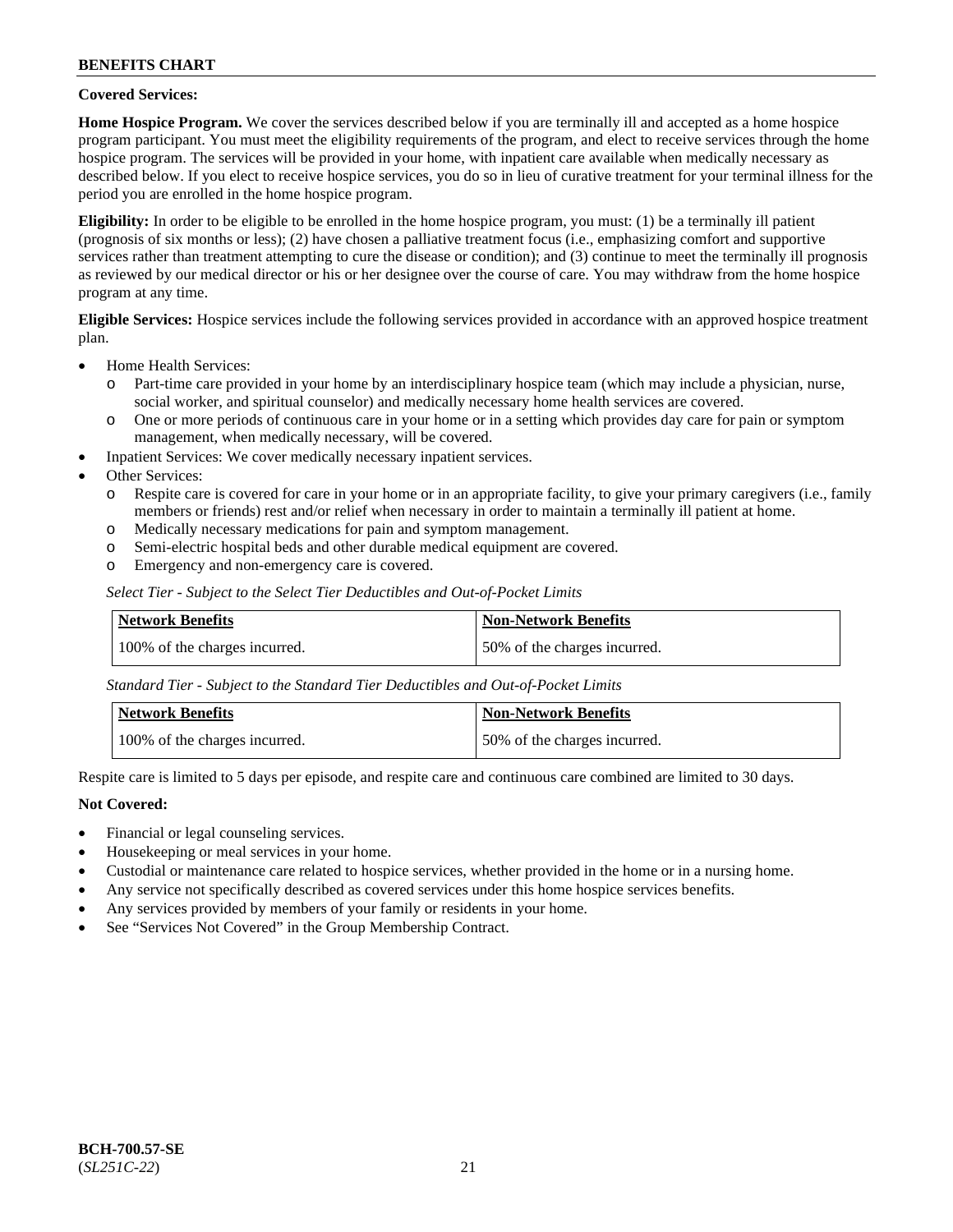**Covered Services:**

**Home Hospice Program.** We cover the services described below if you are terminally ill and accepted as a home hospice program participant. You must meet the eligibility requirements of the program, and elect to receive services through the home hospice program. The services will be provided in your home, with inpatient care available when medically necessary as described below. If you elect to receive hospice services, you do so in lieu of curative treatment for your terminal illness for the period you are enrolled in the home hospice program.

**Eligibility:** In order to be eligible to be enrolled in the home hospice program, you must: (1) be a terminally ill patient (prognosis of six months or less); (2) have chosen a palliative treatment focus (i.e., emphasizing comfort and supportive services rather than treatment attempting to cure the disease or condition); and (3) continue to meet the terminally ill prognosis as reviewed by our medical director or his or her designee over the course of care. You may withdraw from the home hospice program at any time.

**Eligible Services:** Hospice services include the following services provided in accordance with an approved hospice treatment plan.

- Home Health Services:
  - Part-time care provided in your home by an interdisciplinary hospice team (which may include a physician, nurse, social worker, and spiritual counselor) and medically necessary home health services are covered.
  - One or more periods of continuous care in your home or in a setting which provides day care for pain or symptom management, when medically necessary, will be covered.
- Inpatient Services: We cover medically necessary inpatient services.
- Other Services:
  - Respite care is covered for care in your home or in an appropriate facility, to give your primary caregivers (i.e., family members or friends) rest and/or relief when necessary in order to maintain a terminally ill patient at home.
  - Medically necessary medications for pain and symptom management.
  - Semi-electric hospital beds and other durable medical equipment are covered.
  - Emergency and non-emergency care is covered.

*Select Tier - Subject to the Select Tier Deductibles and Out-of-Pocket Limits*

| Network Benefits | Non-Network Benefits |
|---|---|
| 100% of the charges incurred. | 50% of the charges incurred. |

*Standard Tier - Subject to the Standard Tier Deductibles and Out-of-Pocket Limits*

| Network Benefits | Non-Network Benefits |
|---|---|
| 100% of the charges incurred. | 50% of the charges incurred. |

Respite care is limited to 5 days per episode, and respite care and continuous care combined are limited to 30 days.

**Not Covered:**

- Financial or legal counseling services.
- Housekeeping or meal services in your home.
- Custodial or maintenance care related to hospice services, whether provided in the home or in a nursing home.
- Any service not specifically described as covered services under this home hospice services benefits.
- Any services provided by members of your family or residents in your home.
- See "Services Not Covered" in the Group Membership Contract.

**BCH-700.57-SE**
(*SL251C-22*)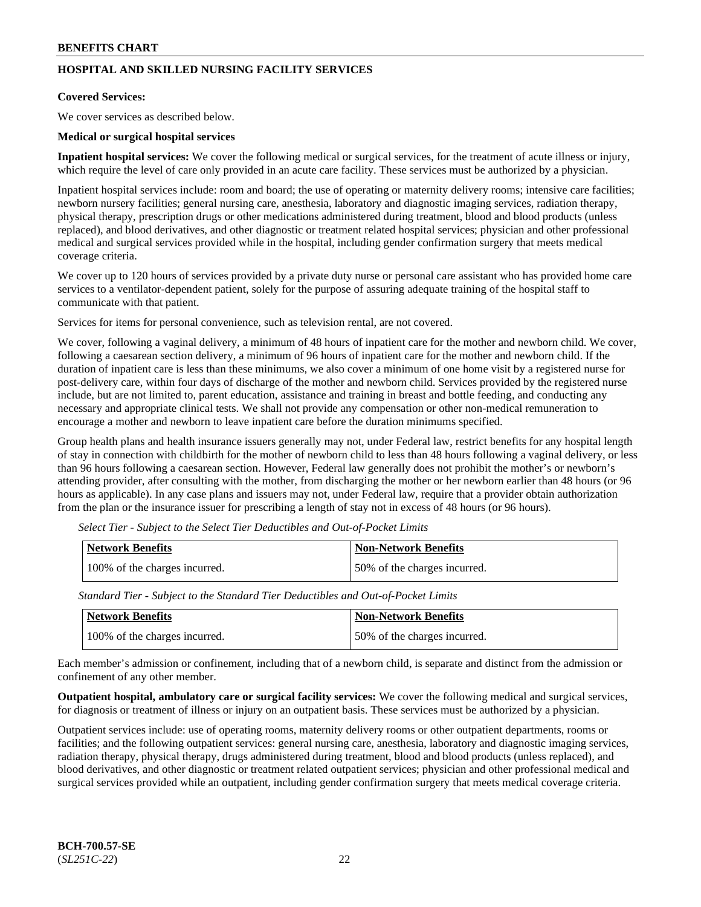## HOSPITAL AND SKILLED NURSING FACILITY SERVICES

**Covered Services:**

We cover services as described below.

**Medical or surgical hospital services**

**Inpatient hospital services:** We cover the following medical or surgical services, for the treatment of acute illness or injury, which require the level of care only provided in an acute care facility. These services must be authorized by a physician.

Inpatient hospital services include: room and board; the use of operating or maternity delivery rooms; intensive care facilities; newborn nursery facilities; general nursing care, anesthesia, laboratory and diagnostic imaging services, radiation therapy, physical therapy, prescription drugs or other medications administered during treatment, blood and blood products (unless replaced), and blood derivatives, and other diagnostic or treatment related hospital services; physician and other professional medical and surgical services provided while in the hospital, including gender confirmation surgery that meets medical coverage criteria.

We cover up to 120 hours of services provided by a private duty nurse or personal care assistant who has provided home care services to a ventilator-dependent patient, solely for the purpose of assuring adequate training of the hospital staff to communicate with that patient.

Services for items for personal convenience, such as television rental, are not covered.

We cover, following a vaginal delivery, a minimum of 48 hours of inpatient care for the mother and newborn child. We cover, following a caesarean section delivery, a minimum of 96 hours of inpatient care for the mother and newborn child. If the duration of inpatient care is less than these minimums, we also cover a minimum of one home visit by a registered nurse for post-delivery care, within four days of discharge of the mother and newborn child. Services provided by the registered nurse include, but are not limited to, parent education, assistance and training in breast and bottle feeding, and conducting any necessary and appropriate clinical tests. We shall not provide any compensation or other non-medical remuneration to encourage a mother and newborn to leave inpatient care before the duration minimums specified.

Group health plans and health insurance issuers generally may not, under Federal law, restrict benefits for any hospital length of stay in connection with childbirth for the mother of newborn child to less than 48 hours following a vaginal delivery, or less than 96 hours following a caesarean section. However, Federal law generally does not prohibit the mother's or newborn's attending provider, after consulting with the mother, from discharging the mother or her newborn earlier than 48 hours (or 96 hours as applicable). In any case plans and issuers may not, under Federal law, require that a provider obtain authorization from the plan or the insurance issuer for prescribing a length of stay not in excess of 48 hours (or 96 hours).

*Select Tier - Subject to the Select Tier Deductibles and Out-of-Pocket Limits*

| Network Benefits | Non-Network Benefits |
| --- | --- |
| 100% of the charges incurred. | 50% of the charges incurred. |

*Standard Tier - Subject to the Standard Tier Deductibles and Out-of-Pocket Limits*

| Network Benefits | Non-Network Benefits |
| --- | --- |
| 100% of the charges incurred. | 50% of the charges incurred. |

Each member's admission or confinement, including that of a newborn child, is separate and distinct from the admission or confinement of any other member.

**Outpatient hospital, ambulatory care or surgical facility services:** We cover the following medical and surgical services, for diagnosis or treatment of illness or injury on an outpatient basis. These services must be authorized by a physician.

Outpatient services include: use of operating rooms, maternity delivery rooms or other outpatient departments, rooms or facilities; and the following outpatient services: general nursing care, anesthesia, laboratory and diagnostic imaging services, radiation therapy, physical therapy, drugs administered during treatment, blood and blood products (unless replaced), and blood derivatives, and other diagnostic or treatment related outpatient services; physician and other professional medical and surgical services provided while an outpatient, including gender confirmation surgery that meets medical coverage criteria.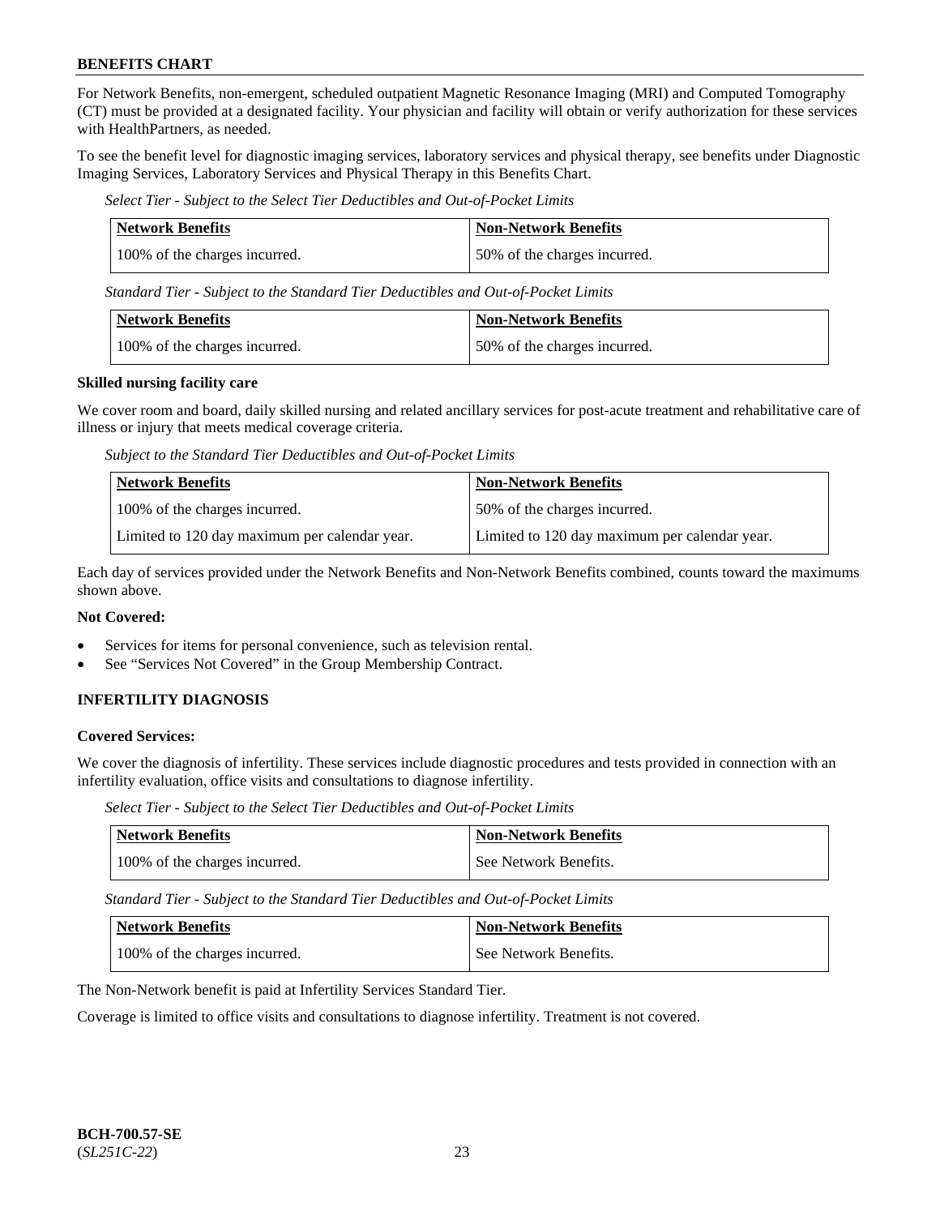For Network Benefits, non-emergent, scheduled outpatient Magnetic Resonance Imaging (MRI) and Computed Tomography (CT) must be provided at a designated facility. Your physician and facility will obtain or verify authorization for these services with HealthPartners, as needed.

To see the benefit level for diagnostic imaging services, laboratory services and physical therapy, see benefits under Diagnostic Imaging Services, Laboratory Services and Physical Therapy in this Benefits Chart.

*Select Tier - Subject to the Select Tier Deductibles and Out-of-Pocket Limits*

| Network Benefits | Non-Network Benefits |
|---|---|
| 100% of the charges incurred. | 50% of the charges incurred. |

*Standard Tier - Subject to the Standard Tier Deductibles and Out-of-Pocket Limits*

| Network Benefits | Non-Network Benefits |
|---|---|
| 100% of the charges incurred. | 50% of the charges incurred. |

**Skilled nursing facility care**

We cover room and board, daily skilled nursing and related ancillary services for post-acute treatment and rehabilitative care of illness or injury that meets medical coverage criteria.

*Subject to the Standard Tier Deductibles and Out-of-Pocket Limits*

| Network Benefits | Non-Network Benefits |
|---|---|
| 100% of the charges incurred. | 50% of the charges incurred. |
| Limited to 120 day maximum per calendar year. | Limited to 120 day maximum per calendar year. |

Each day of services provided under the Network Benefits and Non-Network Benefits combined, counts toward the maximums shown above.

**Not Covered:**

- Services for items for personal convenience, such as television rental.
- See "Services Not Covered" in the Group Membership Contract.

### INFERTILITY DIAGNOSIS

**Covered Services:**

We cover the diagnosis of infertility. These services include diagnostic procedures and tests provided in connection with an infertility evaluation, office visits and consultations to diagnose infertility.

*Select Tier - Subject to the Select Tier Deductibles and Out-of-Pocket Limits*

| Network Benefits | Non-Network Benefits |
|---|---|
| 100% of the charges incurred. | See Network Benefits. |

*Standard Tier - Subject to the Standard Tier Deductibles and Out-of-Pocket Limits*

| Network Benefits | Non-Network Benefits |
|---|---|
| 100% of the charges incurred. | See Network Benefits. |

The Non-Network benefit is paid at Infertility Services Standard Tier.

Coverage is limited to office visits and consultations to diagnose infertility. Treatment is not covered.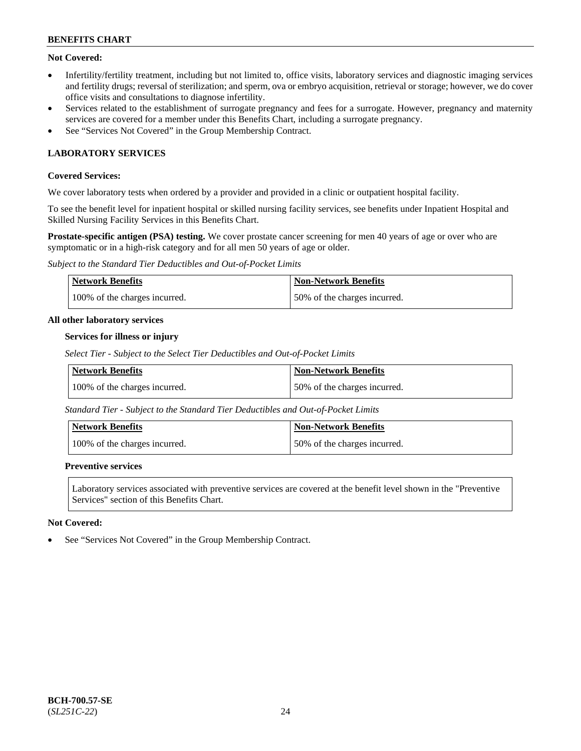**Not Covered:**

- Infertility/fertility treatment, including but not limited to, office visits, laboratory services and diagnostic imaging services and fertility drugs; reversal of sterilization; and sperm, ova or embryo acquisition, retrieval or storage; however, we do cover office visits and consultations to diagnose infertility.
- Services related to the establishment of surrogate pregnancy and fees for a surrogate. However, pregnancy and maternity services are covered for a member under this Benefits Chart, including a surrogate pregnancy.
- See "Services Not Covered" in the Group Membership Contract.

## LABORATORY SERVICES

**Covered Services:**

We cover laboratory tests when ordered by a provider and provided in a clinic or outpatient hospital facility.

To see the benefit level for inpatient hospital or skilled nursing facility services, see benefits under Inpatient Hospital and Skilled Nursing Facility Services in this Benefits Chart.

**Prostate-specific antigen (PSA) testing.** We cover prostate cancer screening for men 40 years of age or over who are symptomatic or in a high-risk category and for all men 50 years of age or older.

*Subject to the Standard Tier Deductibles and Out-of-Pocket Limits*

| Network Benefits | Non-Network Benefits |
|---|---|
| 100% of the charges incurred. | 50% of the charges incurred. |

**All other laboratory services**

**Services for illness or injury**

*Select Tier - Subject to the Select Tier Deductibles and Out-of-Pocket Limits*

| Network Benefits | Non-Network Benefits |
|---|---|
| 100% of the charges incurred. | 50% of the charges incurred. |

*Standard Tier - Subject to the Standard Tier Deductibles and Out-of-Pocket Limits*

| Network Benefits | Non-Network Benefits |
|---|---|
| 100% of the charges incurred. | 50% of the charges incurred. |

**Preventive services**

Laboratory services associated with preventive services are covered at the benefit level shown in the "Preventive Services" section of this Benefits Chart.

**Not Covered:**

- See "Services Not Covered" in the Group Membership Contract.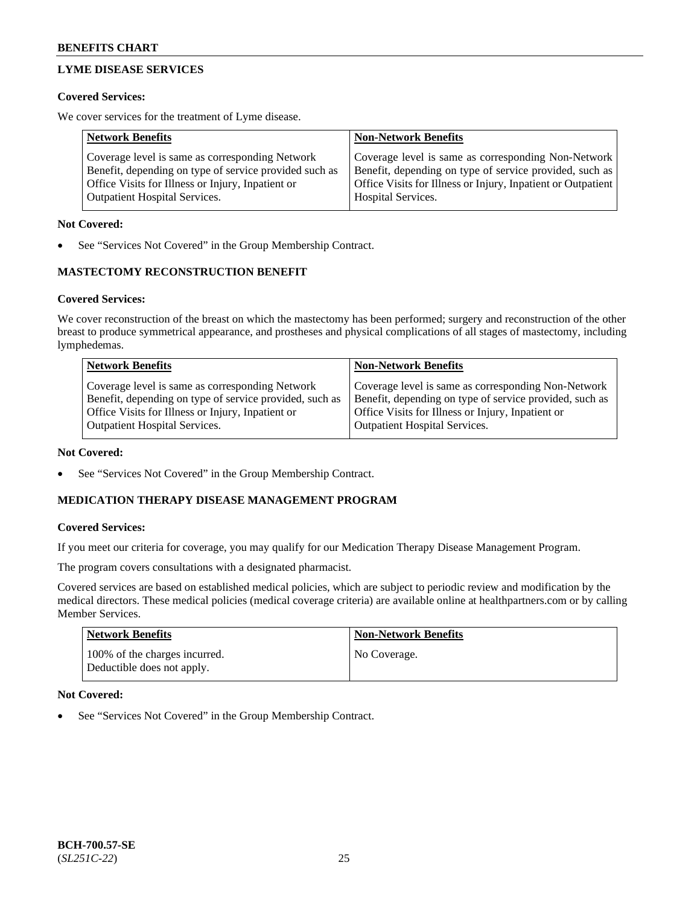## LYME DISEASE SERVICES

**Covered Services:**

We cover services for the treatment of Lyme disease.

| Network Benefits | Non-Network Benefits |
|---|---|
| Coverage level is same as corresponding Network Benefit, depending on type of service provided such as Office Visits for Illness or Injury, Inpatient or Outpatient Hospital Services. | Coverage level is same as corresponding Non-Network Benefit, depending on type of service provided, such as Office Visits for Illness or Injury, Inpatient or Outpatient Hospital Services. |

**Not Covered:**

- See "Services Not Covered" in the Group Membership Contract.

## MASTECTOMY RECONSTRUCTION BENEFIT

**Covered Services:**

We cover reconstruction of the breast on which the mastectomy has been performed; surgery and reconstruction of the other breast to produce symmetrical appearance, and prostheses and physical complications of all stages of mastectomy, including lymphedemas.

| Network Benefits | Non-Network Benefits |
|---|---|
| Coverage level is same as corresponding Network Benefit, depending on type of service provided, such as Office Visits for Illness or Injury, Inpatient or Outpatient Hospital Services. | Coverage level is same as corresponding Non-Network Benefit, depending on type of service provided, such as Office Visits for Illness or Injury, Inpatient or Outpatient Hospital Services. |

**Not Covered:**

- See "Services Not Covered" in the Group Membership Contract.

## MEDICATION THERAPY DISEASE MANAGEMENT PROGRAM

**Covered Services:**

If you meet our criteria for coverage, you may qualify for our Medication Therapy Disease Management Program.

The program covers consultations with a designated pharmacist.

Covered services are based on established medical policies, which are subject to periodic review and modification by the medical directors. These medical policies (medical coverage criteria) are available online at healthpartners.com or by calling Member Services.

| Network Benefits | Non-Network Benefits |
|---|---|
| 100% of the charges incurred. Deductible does not apply. | No Coverage. |

**Not Covered:**

- See "Services Not Covered" in the Group Membership Contract.

BCH-700.57-SE
(*SL251C-22*)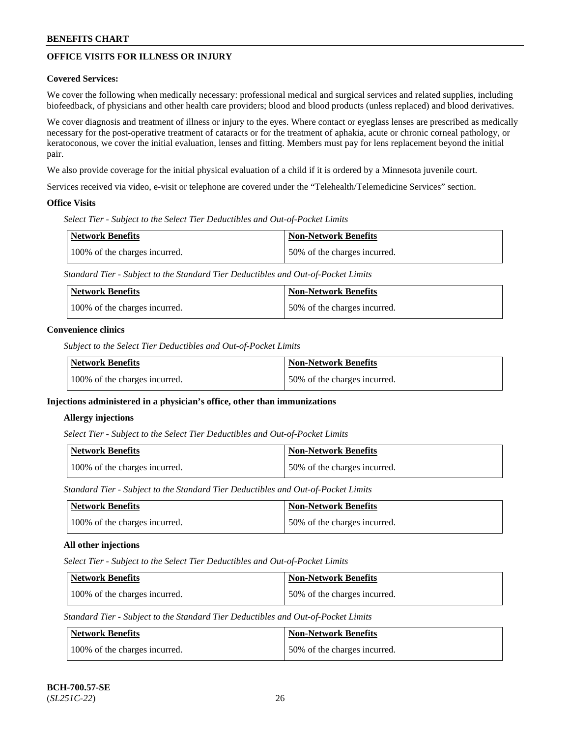## OFFICE VISITS FOR ILLNESS OR INJURY

**Covered Services:**

We cover the following when medically necessary: professional medical and surgical services and related supplies, including biofeedback, of physicians and other health care providers; blood and blood products (unless replaced) and blood derivatives.

We cover diagnosis and treatment of illness or injury to the eyes. Where contact or eyeglass lenses are prescribed as medically necessary for the post-operative treatment of cataracts or for the treatment of aphakia, acute or chronic corneal pathology, or keratoconous, we cover the initial evaluation, lenses and fitting. Members must pay for lens replacement beyond the initial pair.

We also provide coverage for the initial physical evaluation of a child if it is ordered by a Minnesota juvenile court.

Services received via video, e-visit or telephone are covered under the "Telehealth/Telemedicine Services" section.

**Office Visits**

*Select Tier - Subject to the Select Tier Deductibles and Out-of-Pocket Limits*

| Network Benefits | Non-Network Benefits |
|---|---|
| 100% of the charges incurred. | 50% of the charges incurred. |

*Standard Tier - Subject to the Standard Tier Deductibles and Out-of-Pocket Limits*

| Network Benefits | Non-Network Benefits |
|---|---|
| 100% of the charges incurred. | 50% of the charges incurred. |

**Convenience clinics**

*Subject to the Select Tier Deductibles and Out-of-Pocket Limits*

| Network Benefits | Non-Network Benefits |
|---|---|
| 100% of the charges incurred. | 50% of the charges incurred. |

**Injections administered in a physician's office, other than immunizations**

**Allergy injections**

*Select Tier - Subject to the Select Tier Deductibles and Out-of-Pocket Limits*

| Network Benefits | Non-Network Benefits |
|---|---|
| 100% of the charges incurred. | 50% of the charges incurred. |

*Standard Tier - Subject to the Standard Tier Deductibles and Out-of-Pocket Limits*

| Network Benefits | Non-Network Benefits |
|---|---|
| 100% of the charges incurred. | 50% of the charges incurred. |

**All other injections**

*Select Tier - Subject to the Select Tier Deductibles and Out-of-Pocket Limits*

| Network Benefits | Non-Network Benefits |
|---|---|
| 100% of the charges incurred. | 50% of the charges incurred. |

*Standard Tier - Subject to the Standard Tier Deductibles and Out-of-Pocket Limits*

| Network Benefits | Non-Network Benefits |
|---|---|
| 100% of the charges incurred. | 50% of the charges incurred. |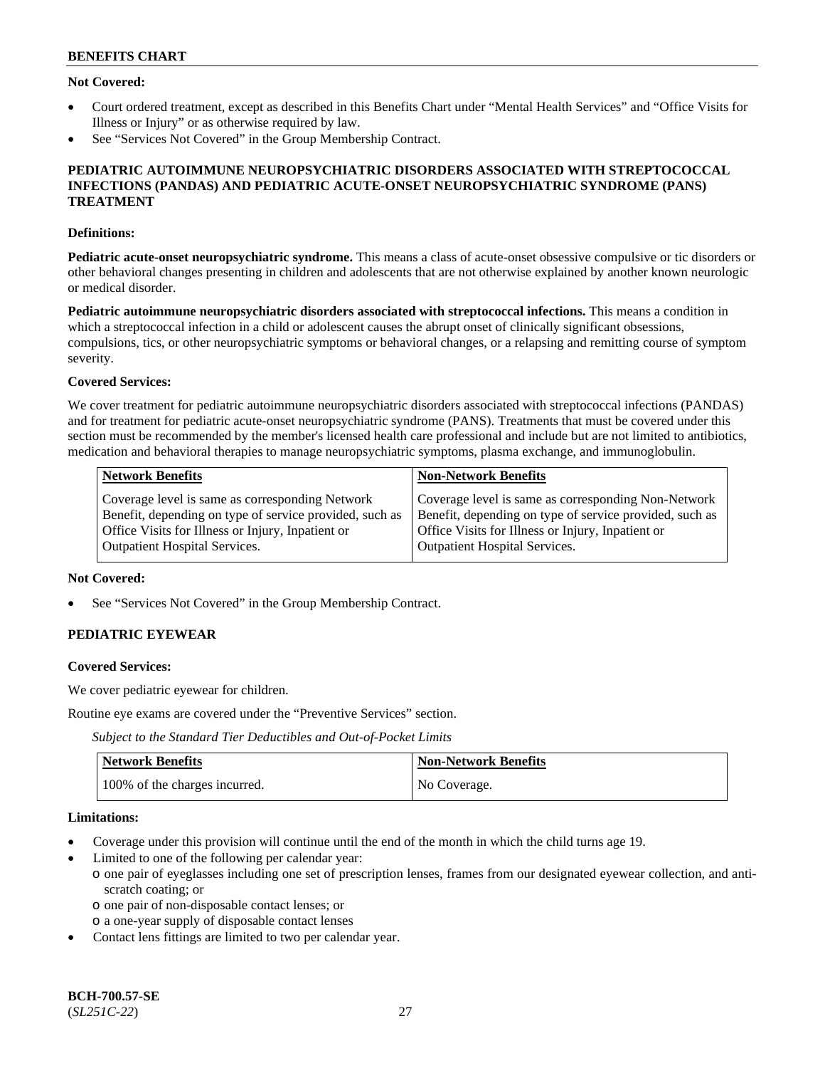**Not Covered:**

- Court ordered treatment, except as described in this Benefits Chart under "Mental Health Services" and "Office Visits for Illness or Injury" or as otherwise required by law.
- See "Services Not Covered" in the Group Membership Contract.

**PEDIATRIC AUTOIMMUNE NEUROPSYCHIATRIC DISORDERS ASSOCIATED WITH STREPTOCOCCAL INFECTIONS (PANDAS) AND PEDIATRIC ACUTE-ONSET NEUROPSYCHIATRIC SYNDROME (PANS) TREATMENT**

**Definitions:**

**Pediatric acute-onset neuropsychiatric syndrome.** This means a class of acute-onset obsessive compulsive or tic disorders or other behavioral changes presenting in children and adolescents that are not otherwise explained by another known neurologic or medical disorder.

**Pediatric autoimmune neuropsychiatric disorders associated with streptococcal infections.** This means a condition in which a streptococcal infection in a child or adolescent causes the abrupt onset of clinically significant obsessions, compulsions, tics, or other neuropsychiatric symptoms or behavioral changes, or a relapsing and remitting course of symptom severity.

**Covered Services:**

We cover treatment for pediatric autoimmune neuropsychiatric disorders associated with streptococcal infections (PANDAS) and for treatment for pediatric acute-onset neuropsychiatric syndrome (PANS). Treatments that must be covered under this section must be recommended by the member's licensed health care professional and include but are not limited to antibiotics, medication and behavioral therapies to manage neuropsychiatric symptoms, plasma exchange, and immunoglobulin.

| Network Benefits | Non-Network Benefits |
|---|---|
| Coverage level is same as corresponding Network Benefit, depending on type of service provided, such as Office Visits for Illness or Injury, Inpatient or Outpatient Hospital Services. | Coverage level is same as corresponding Non-Network Benefit, depending on type of service provided, such as Office Visits for Illness or Injury, Inpatient or Outpatient Hospital Services. |

**Not Covered:**

- See "Services Not Covered" in the Group Membership Contract.

**PEDIATRIC EYEWEAR**

**Covered Services:**

We cover pediatric eyewear for children.

Routine eye exams are covered under the "Preventive Services" section.

*Subject to the Standard Tier Deductibles and Out-of-Pocket Limits*

| Network Benefits | Non-Network Benefits |
|---|---|
| 100% of the charges incurred. | No Coverage. |

**Limitations:**

- Coverage under this provision will continue until the end of the month in which the child turns age 19.
- Limited to one of the following per calendar year:
  - one pair of eyeglasses including one set of prescription lenses, frames from our designated eyewear collection, and anti-scratch coating; or
  - one pair of non-disposable contact lenses; or
  - a one-year supply of disposable contact lenses
- Contact lens fittings are limited to two per calendar year.

**BCH-700.57-SE**
(*SL251C-22*)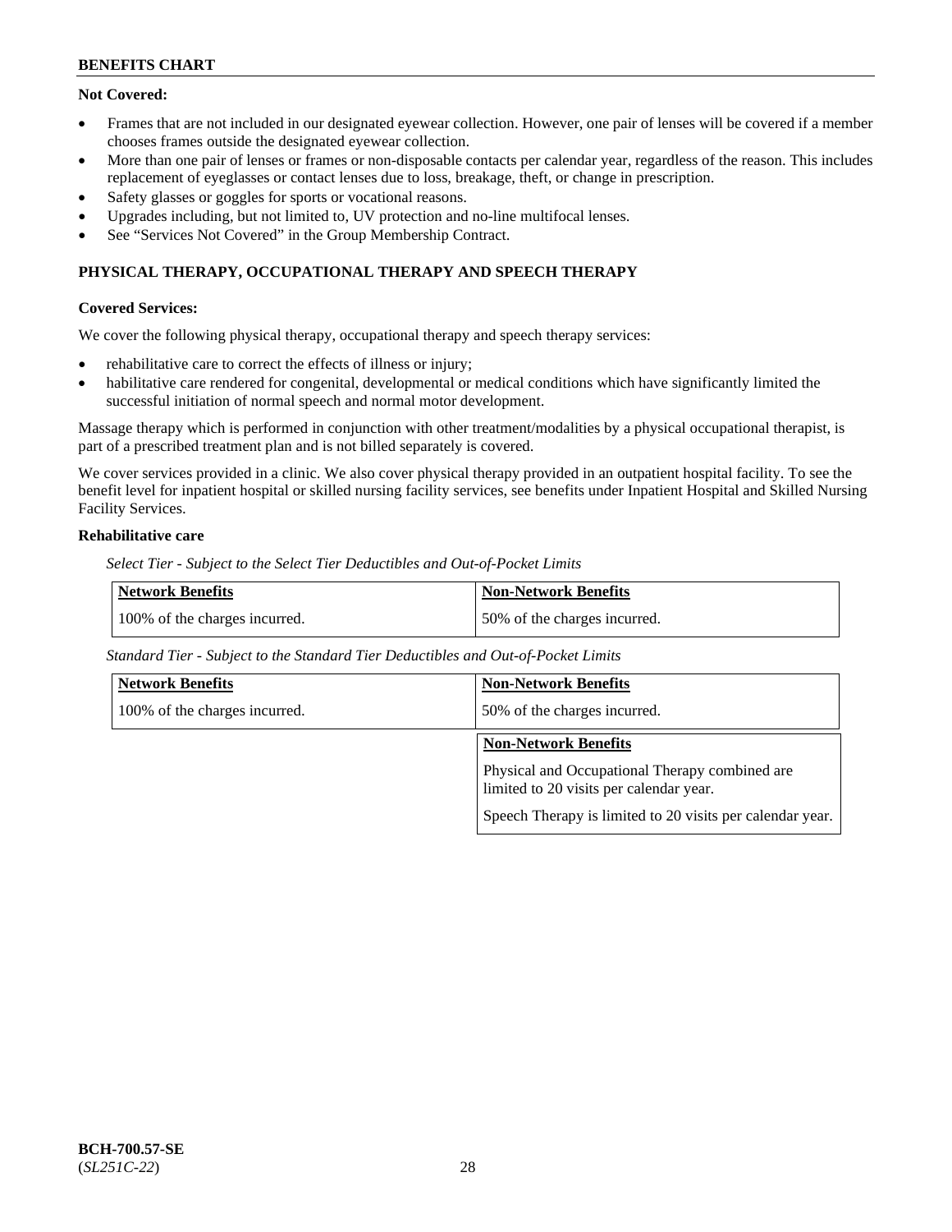**Not Covered:**

- Frames that are not included in our designated eyewear collection. However, one pair of lenses will be covered if a member chooses frames outside the designated eyewear collection.
- More than one pair of lenses or frames or non-disposable contacts per calendar year, regardless of the reason. This includes replacement of eyeglasses or contact lenses due to loss, breakage, theft, or change in prescription.
- Safety glasses or goggles for sports or vocational reasons.
- Upgrades including, but not limited to, UV protection and no-line multifocal lenses.
- See "Services Not Covered" in the Group Membership Contract.

## PHYSICAL THERAPY, OCCUPATIONAL THERAPY AND SPEECH THERAPY

**Covered Services:**

We cover the following physical therapy, occupational therapy and speech therapy services:

- rehabilitative care to correct the effects of illness or injury;
- habilitative care rendered for congenital, developmental or medical conditions which have significantly limited the successful initiation of normal speech and normal motor development.

Massage therapy which is performed in conjunction with other treatment/modalities by a physical occupational therapist, is part of a prescribed treatment plan and is not billed separately is covered.

We cover services provided in a clinic. We also cover physical therapy provided in an outpatient hospital facility. To see the benefit level for inpatient hospital or skilled nursing facility services, see benefits under Inpatient Hospital and Skilled Nursing Facility Services.

**Rehabilitative care**

*Select Tier - Subject to the Select Tier Deductibles and Out-of-Pocket Limits*

| Network Benefits | Non-Network Benefits |
|---|---|
| 100% of the charges incurred. | 50% of the charges incurred. |

*Standard Tier - Subject to the Standard Tier Deductibles and Out-of-Pocket Limits*

| Network Benefits | Non-Network Benefits |
|---|---|
| 100% of the charges incurred. | 50% of the charges incurred. |

| Non-Network Benefits |
|---|
| Physical and Occupational Therapy combined are limited to 20 visits per calendar year.<br><br>Speech Therapy is limited to 20 visits per calendar year. |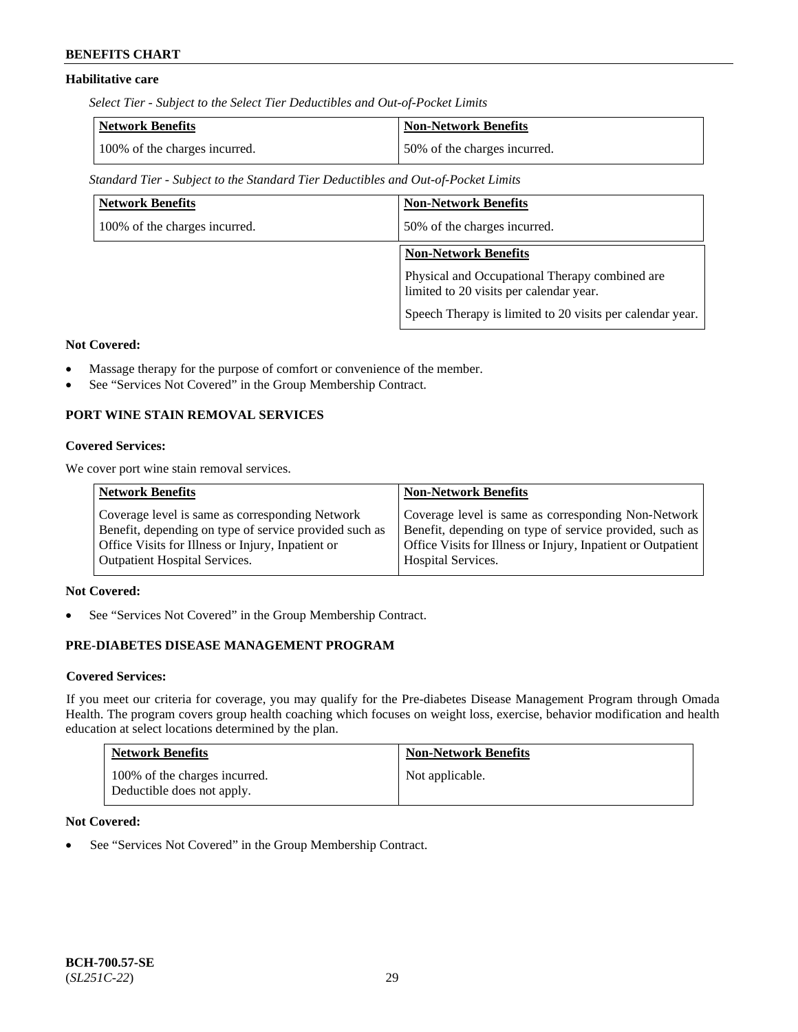### Habilitative care

*Select Tier - Subject to the Select Tier Deductibles and Out-of-Pocket Limits*

| Network Benefits | Non-Network Benefits |
|---|---|
| 100% of the charges incurred. | 50% of the charges incurred. |

*Standard Tier - Subject to the Standard Tier Deductibles and Out-of-Pocket Limits*

| Network Benefits | Non-Network Benefits |
|---|---|
| 100% of the charges incurred. | 50% of the charges incurred. |

| Non-Network Benefits |
|---|
| Physical and Occupational Therapy combined are limited to 20 visits per calendar year. Speech Therapy is limited to 20 visits per calendar year. |

**Not Covered:**

- Massage therapy for the purpose of comfort or convenience of the member.
- See "Services Not Covered" in the Group Membership Contract.

## PORT WINE STAIN REMOVAL SERVICES

**Covered Services:**

We cover port wine stain removal services.

| Network Benefits | Non-Network Benefits |
|---|---|
| Coverage level is same as corresponding Network Benefit, depending on type of service provided such as Office Visits for Illness or Injury, Inpatient or Outpatient Hospital Services. | Coverage level is same as corresponding Non-Network Benefit, depending on type of service provided, such as Office Visits for Illness or Injury, Inpatient or Outpatient Hospital Services. |

**Not Covered:**

- See "Services Not Covered" in the Group Membership Contract.

## PRE-DIABETES DISEASE MANAGEMENT PROGRAM

**Covered Services:**

If you meet our criteria for coverage, you may qualify for the Pre-diabetes Disease Management Program through Omada Health. The program covers group health coaching which focuses on weight loss, exercise, behavior modification and health education at select locations determined by the plan.

| Network Benefits | Non-Network Benefits |
|---|---|
| 100% of the charges incurred. Deductible does not apply. | Not applicable. |

**Not Covered:**

- See "Services Not Covered" in the Group Membership Contract.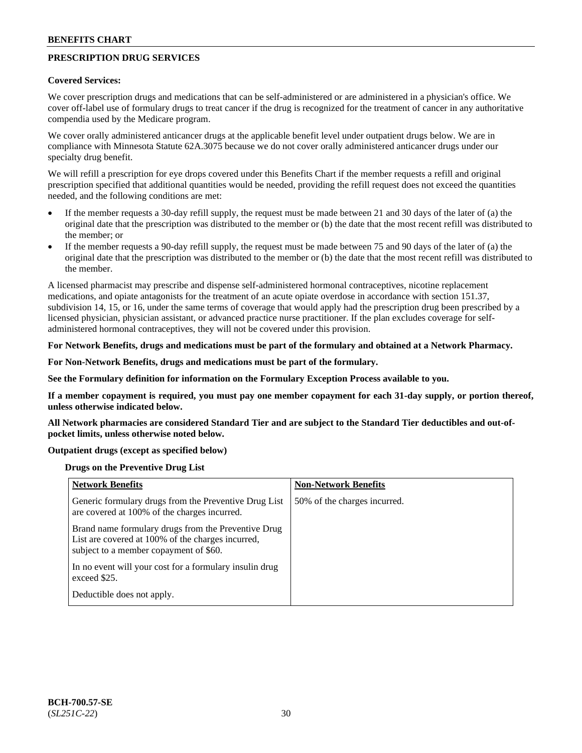## PRESCRIPTION DRUG SERVICES

**Covered Services:**

We cover prescription drugs and medications that can be self-administered or are administered in a physician's office. We cover off-label use of formulary drugs to treat cancer if the drug is recognized for the treatment of cancer in any authoritative compendia used by the Medicare program.

We cover orally administered anticancer drugs at the applicable benefit level under outpatient drugs below. We are in compliance with Minnesota Statute 62A.3075 because we do not cover orally administered anticancer drugs under our specialty drug benefit.

We will refill a prescription for eye drops covered under this Benefits Chart if the member requests a refill and original prescription specified that additional quantities would be needed, providing the refill request does not exceed the quantities needed, and the following conditions are met:

- If the member requests a 30-day refill supply, the request must be made between 21 and 30 days of the later of (a) the original date that the prescription was distributed to the member or (b) the date that the most recent refill was distributed to the member; or
- If the member requests a 90-day refill supply, the request must be made between 75 and 90 days of the later of (a) the original date that the prescription was distributed to the member or (b) the date that the most recent refill was distributed to the member.

A licensed pharmacist may prescribe and dispense self-administered hormonal contraceptives, nicotine replacement medications, and opiate antagonists for the treatment of an acute opiate overdose in accordance with section 151.37, subdivision 14, 15, or 16, under the same terms of coverage that would apply had the prescription drug been prescribed by a licensed physician, physician assistant, or advanced practice nurse practitioner. If the plan excludes coverage for self-administered hormonal contraceptives, they will not be covered under this provision.

**For Network Benefits, drugs and medications must be part of the formulary and obtained at a Network Pharmacy.**

**For Non-Network Benefits, drugs and medications must be part of the formulary.**

**See the Formulary definition for information on the Formulary Exception Process available to you.**

**If a member copayment is required, you must pay one member copayment for each 31-day supply, or portion thereof, unless otherwise indicated below.**

**All Network pharmacies are considered Standard Tier and are subject to the Standard Tier deductibles and out-of-pocket limits, unless otherwise noted below.**

**Outpatient drugs (except as specified below)**

**Drugs on the Preventive Drug List**

| Network Benefits | Non-Network Benefits |
|---|---|
| Generic formulary drugs from the Preventive Drug List are covered at 100% of the charges incurred.<br><br>Brand name formulary drugs from the Preventive Drug List are covered at 100% of the charges incurred, subject to a member copayment of $60.<br><br>In no event will your cost for a formulary insulin drug exceed $25.<br><br>Deductible does not apply. | 50% of the charges incurred. |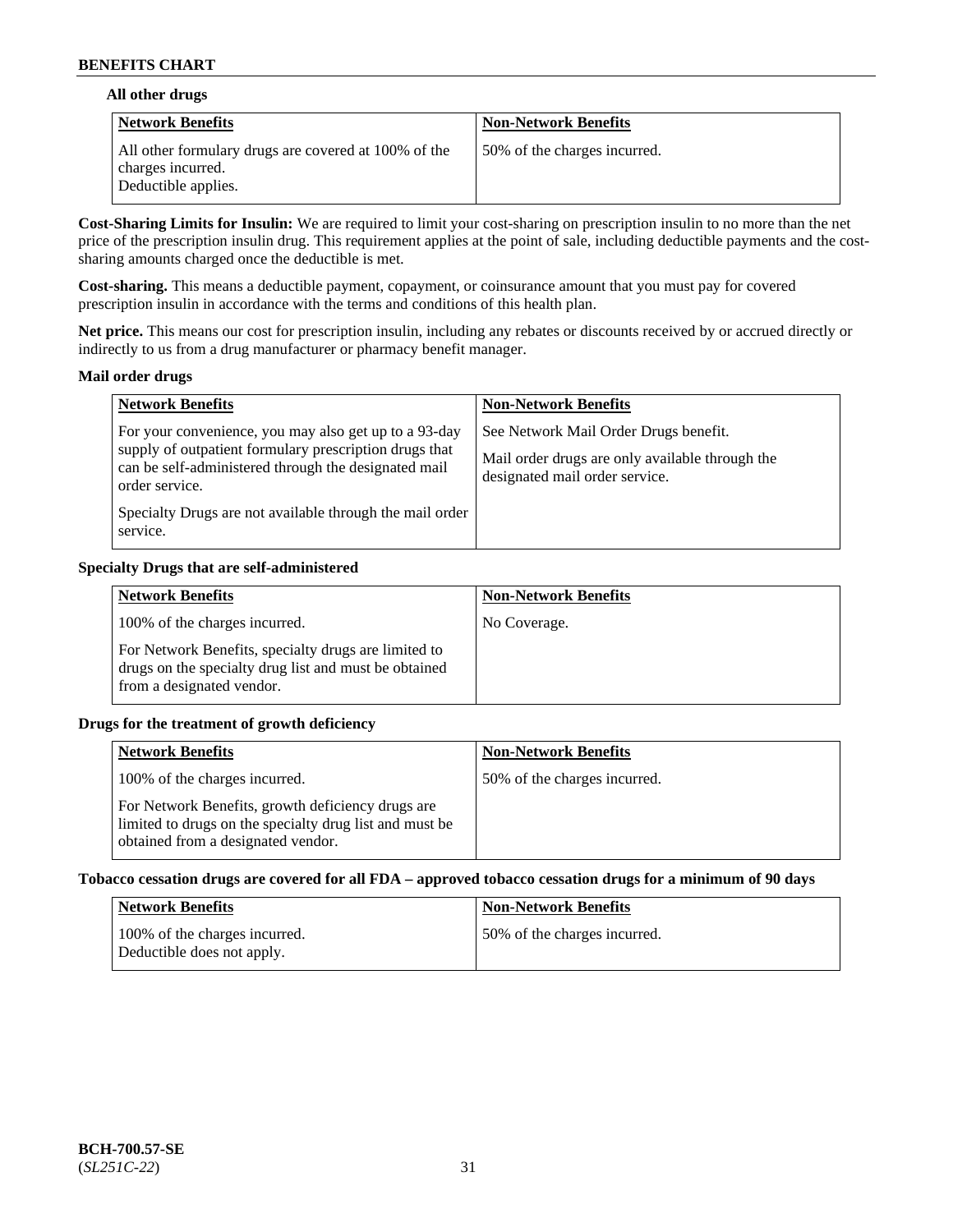#### All other drugs

| Network Benefits | Non-Network Benefits |
|---|---|
| All other formulary drugs are covered at 100% of the charges incurred.<br>Deductible applies. | 50% of the charges incurred. |

**Cost-Sharing Limits for Insulin:** We are required to limit your cost-sharing on prescription insulin to no more than the net price of the prescription insulin drug. This requirement applies at the point of sale, including deductible payments and the cost-sharing amounts charged once the deductible is met.

**Cost-sharing.** This means a deductible payment, copayment, or coinsurance amount that you must pay for covered prescription insulin in accordance with the terms and conditions of this health plan.

**Net price.** This means our cost for prescription insulin, including any rebates or discounts received by or accrued directly or indirectly to us from a drug manufacturer or pharmacy benefit manager.

#### Mail order drugs

| Network Benefits | Non-Network Benefits |
|---|---|
| For your convenience, you may also get up to a 93-day supply of outpatient formulary prescription drugs that can be self-administered through the designated mail order service.<br><br>Specialty Drugs are not available through the mail order service. | See Network Mail Order Drugs benefit.<br><br>Mail order drugs are only available through the designated mail order service. |

#### Specialty Drugs that are self-administered

| Network Benefits | Non-Network Benefits |
|---|---|
| 100% of the charges incurred.<br><br>For Network Benefits, specialty drugs are limited to drugs on the specialty drug list and must be obtained from a designated vendor. | No Coverage. |

#### Drugs for the treatment of growth deficiency

| Network Benefits | Non-Network Benefits |
|---|---|
| 100% of the charges incurred.<br><br>For Network Benefits, growth deficiency drugs are limited to drugs on the specialty drug list and must be obtained from a designated vendor. | 50% of the charges incurred. |

#### Tobacco cessation drugs are covered for all FDA – approved tobacco cessation drugs for a minimum of 90 days

| Network Benefits | Non-Network Benefits |
|---|---|
| 100% of the charges incurred.<br>Deductible does not apply. | 50% of the charges incurred. |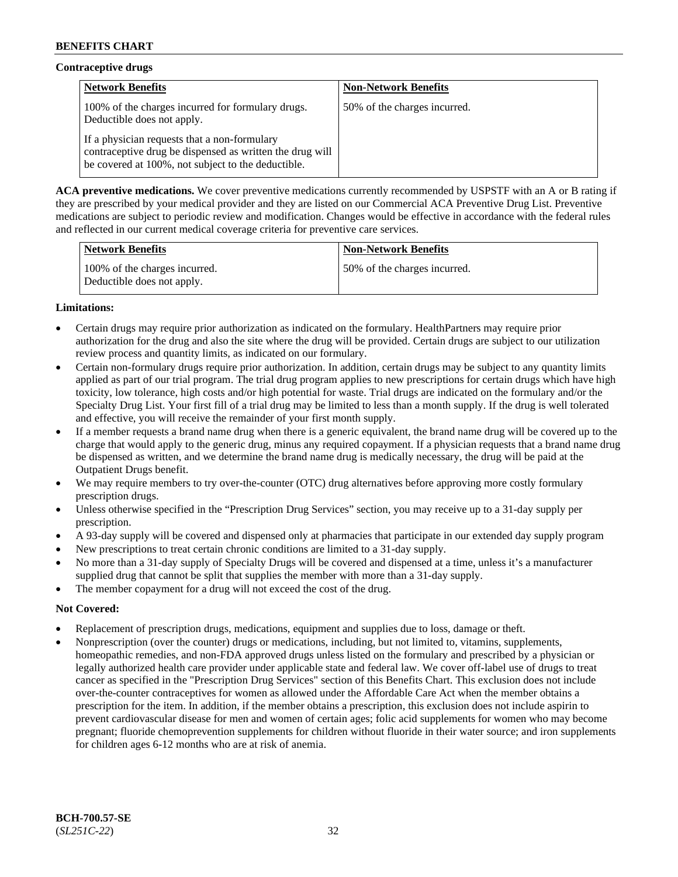**Contraceptive drugs**

| Network Benefits | Non-Network Benefits |
| --- | --- |
| 100% of the charges incurred for formulary drugs. Deductible does not apply.<br><br>If a physician requests that a non-formulary contraceptive drug be dispensed as written the drug will be covered at 100%, not subject to the deductible. | 50% of the charges incurred. |

**ACA preventive medications.** We cover preventive medications currently recommended by USPSTF with an A or B rating if they are prescribed by your medical provider and they are listed on our Commercial ACA Preventive Drug List. Preventive medications are subject to periodic review and modification. Changes would be effective in accordance with the federal rules and reflected in our current medical coverage criteria for preventive care services.

| Network Benefits | Non-Network Benefits |
| --- | --- |
| 100% of the charges incurred. Deductible does not apply. | 50% of the charges incurred. |

**Limitations:**

- Certain drugs may require prior authorization as indicated on the formulary. HealthPartners may require prior authorization for the drug and also the site where the drug will be provided. Certain drugs are subject to our utilization review process and quantity limits, as indicated on our formulary.
- Certain non-formulary drugs require prior authorization. In addition, certain drugs may be subject to any quantity limits applied as part of our trial program. The trial drug program applies to new prescriptions for certain drugs which have high toxicity, low tolerance, high costs and/or high potential for waste. Trial drugs are indicated on the formulary and/or the Specialty Drug List. Your first fill of a trial drug may be limited to less than a month supply. If the drug is well tolerated and effective, you will receive the remainder of your first month supply.
- If a member requests a brand name drug when there is a generic equivalent, the brand name drug will be covered up to the charge that would apply to the generic drug, minus any required copayment. If a physician requests that a brand name drug be dispensed as written, and we determine the brand name drug is medically necessary, the drug will be paid at the Outpatient Drugs benefit.
- We may require members to try over-the-counter (OTC) drug alternatives before approving more costly formulary prescription drugs.
- Unless otherwise specified in the "Prescription Drug Services" section, you may receive up to a 31-day supply per prescription.
- A 93-day supply will be covered and dispensed only at pharmacies that participate in our extended day supply program
- New prescriptions to treat certain chronic conditions are limited to a 31-day supply.
- No more than a 31-day supply of Specialty Drugs will be covered and dispensed at a time, unless it's a manufacturer supplied drug that cannot be split that supplies the member with more than a 31-day supply.
- The member copayment for a drug will not exceed the cost of the drug.

**Not Covered:**

- Replacement of prescription drugs, medications, equipment and supplies due to loss, damage or theft.
- Nonprescription (over the counter) drugs or medications, including, but not limited to, vitamins, supplements, homeopathic remedies, and non-FDA approved drugs unless listed on the formulary and prescribed by a physician or legally authorized health care provider under applicable state and federal law. We cover off-label use of drugs to treat cancer as specified in the "Prescription Drug Services" section of this Benefits Chart. This exclusion does not include over-the-counter contraceptives for women as allowed under the Affordable Care Act when the member obtains a prescription for the item. In addition, if the member obtains a prescription, this exclusion does not include aspirin to prevent cardiovascular disease for men and women of certain ages; folic acid supplements for women who may become pregnant; fluoride chemoprevention supplements for children without fluoride in their water source; and iron supplements for children ages 6-12 months who are at risk of anemia.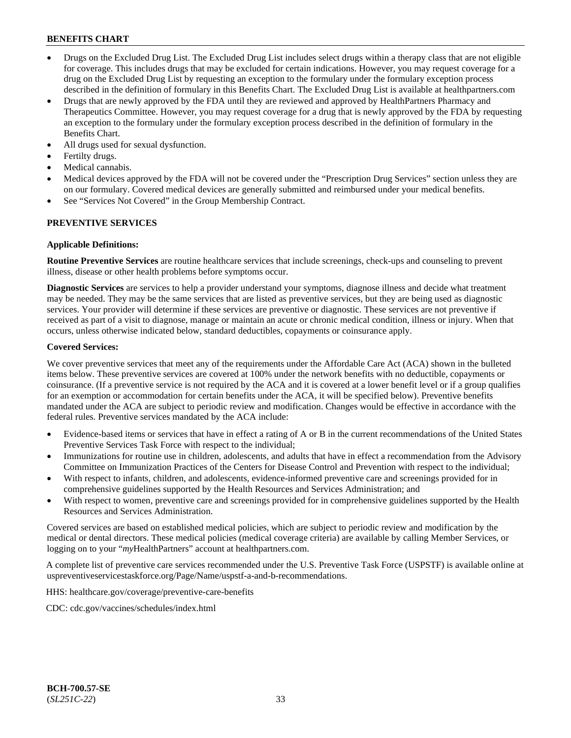- Drugs on the Excluded Drug List. The Excluded Drug List includes select drugs within a therapy class that are not eligible for coverage. This includes drugs that may be excluded for certain indications. However, you may request coverage for a drug on the Excluded Drug List by requesting an exception to the formulary under the formulary exception process described in the definition of formulary in this Benefits Chart. The Excluded Drug List is available at healthpartners.com
- Drugs that are newly approved by the FDA until they are reviewed and approved by HealthPartners Pharmacy and Therapeutics Committee. However, you may request coverage for a drug that is newly approved by the FDA by requesting an exception to the formulary under the formulary exception process described in the definition of formulary in the Benefits Chart.
- All drugs used for sexual dysfunction.
- Fertilty drugs.
- Medical cannabis.
- Medical devices approved by the FDA will not be covered under the "Prescription Drug Services" section unless they are on our formulary. Covered medical devices are generally submitted and reimbursed under your medical benefits.
- See "Services Not Covered" in the Group Membership Contract.

## PREVENTIVE SERVICES

**Applicable Definitions:**

**Routine Preventive Services** are routine healthcare services that include screenings, check-ups and counseling to prevent illness, disease or other health problems before symptoms occur.

**Diagnostic Services** are services to help a provider understand your symptoms, diagnose illness and decide what treatment may be needed. They may be the same services that are listed as preventive services, but they are being used as diagnostic services. Your provider will determine if these services are preventive or diagnostic. These services are not preventive if received as part of a visit to diagnose, manage or maintain an acute or chronic medical condition, illness or injury. When that occurs, unless otherwise indicated below, standard deductibles, copayments or coinsurance apply.

**Covered Services:**

We cover preventive services that meet any of the requirements under the Affordable Care Act (ACA) shown in the bulleted items below. These preventive services are covered at 100% under the network benefits with no deductible, copayments or coinsurance. (If a preventive service is not required by the ACA and it is covered at a lower benefit level or if a group qualifies for an exemption or accommodation for certain benefits under the ACA, it will be specified below). Preventive benefits mandated under the ACA are subject to periodic review and modification. Changes would be effective in accordance with the federal rules. Preventive services mandated by the ACA include:

- Evidence-based items or services that have in effect a rating of A or B in the current recommendations of the United States Preventive Services Task Force with respect to the individual;
- Immunizations for routine use in children, adolescents, and adults that have in effect a recommendation from the Advisory Committee on Immunization Practices of the Centers for Disease Control and Prevention with respect to the individual;
- With respect to infants, children, and adolescents, evidence-informed preventive care and screenings provided for in comprehensive guidelines supported by the Health Resources and Services Administration; and
- With respect to women, preventive care and screenings provided for in comprehensive guidelines supported by the Health Resources and Services Administration.

Covered services are based on established medical policies, which are subject to periodic review and modification by the medical or dental directors. These medical policies (medical coverage criteria) are available by calling Member Services, or logging on to your "*my*HealthPartners" account at healthpartners.com.

A complete list of preventive care services recommended under the U.S. Preventive Task Force (USPSTF) is available online at uspreventiveservicestaskforce.org/Page/Name/uspstf-a-and-b-recommendations.

HHS: healthcare.gov/coverage/preventive-care-benefits

CDC: cdc.gov/vaccines/schedules/index.html

**BCH-700.57-SE**
(*SL251C-22*)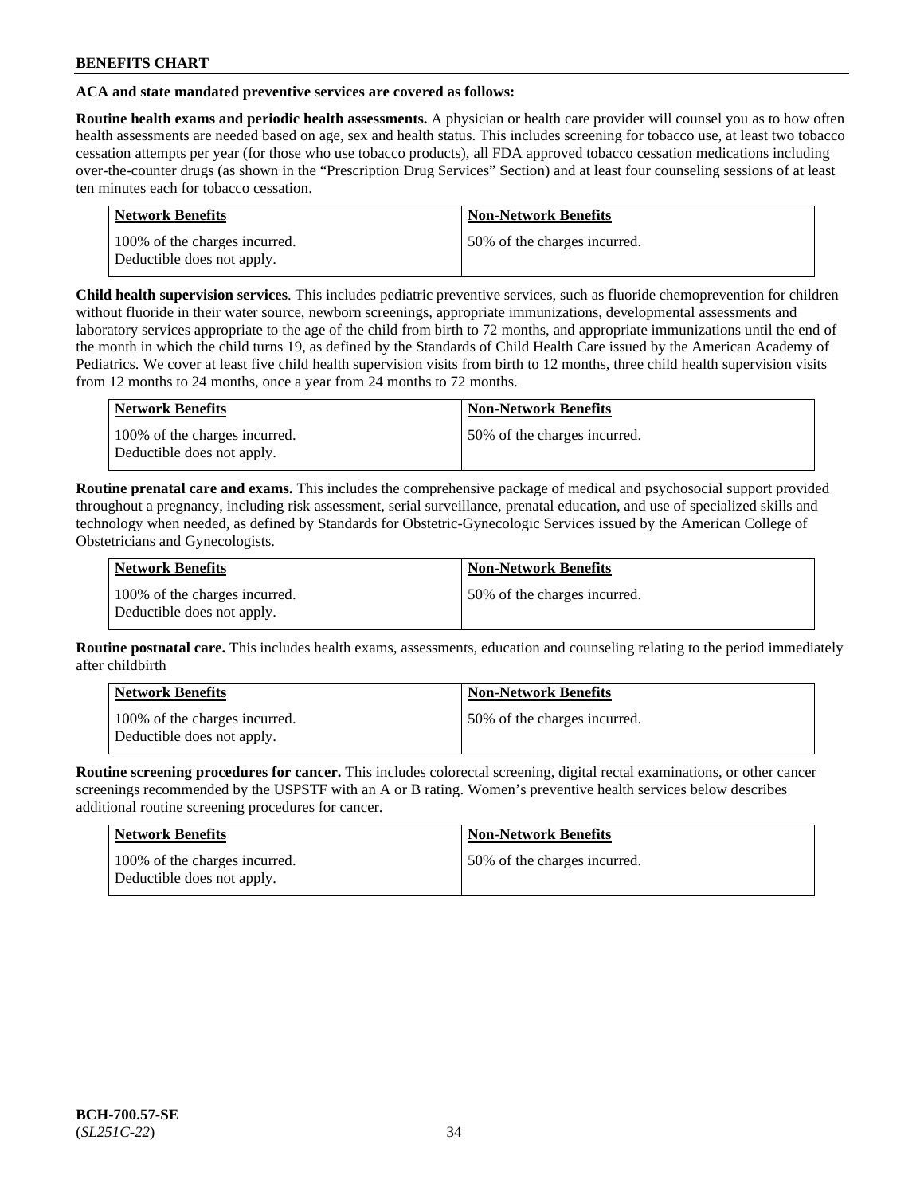**ACA and state mandated preventive services are covered as follows:**

**Routine health exams and periodic health assessments.** A physician or health care provider will counsel you as to how often health assessments are needed based on age, sex and health status. This includes screening for tobacco use, at least two tobacco cessation attempts per year (for those who use tobacco products), all FDA approved tobacco cessation medications including over-the-counter drugs (as shown in the "Prescription Drug Services" Section) and at least four counseling sessions of at least ten minutes each for tobacco cessation.

| Network Benefits | Non-Network Benefits |
| --- | --- |
| 100% of the charges incurred. Deductible does not apply. | 50% of the charges incurred. |

**Child health supervision services**. This includes pediatric preventive services, such as fluoride chemoprevention for children without fluoride in their water source, newborn screenings, appropriate immunizations, developmental assessments and laboratory services appropriate to the age of the child from birth to 72 months, and appropriate immunizations until the end of the month in which the child turns 19, as defined by the Standards of Child Health Care issued by the American Academy of Pediatrics. We cover at least five child health supervision visits from birth to 12 months, three child health supervision visits from 12 months to 24 months, once a year from 24 months to 72 months.

| Network Benefits | Non-Network Benefits |
| --- | --- |
| 100% of the charges incurred. Deductible does not apply. | 50% of the charges incurred. |

**Routine prenatal care and exams.** This includes the comprehensive package of medical and psychosocial support provided throughout a pregnancy, including risk assessment, serial surveillance, prenatal education, and use of specialized skills and technology when needed, as defined by Standards for Obstetric-Gynecologic Services issued by the American College of Obstetricians and Gynecologists.

| Network Benefits | Non-Network Benefits |
| --- | --- |
| 100% of the charges incurred. Deductible does not apply. | 50% of the charges incurred. |

**Routine postnatal care.** This includes health exams, assessments, education and counseling relating to the period immediately after childbirth

| Network Benefits | Non-Network Benefits |
| --- | --- |
| 100% of the charges incurred. Deductible does not apply. | 50% of the charges incurred. |

**Routine screening procedures for cancer.** This includes colorectal screening, digital rectal examinations, or other cancer screenings recommended by the USPSTF with an A or B rating. Women's preventive health services below describes additional routine screening procedures for cancer.

| Network Benefits | Non-Network Benefits |
| --- | --- |
| 100% of the charges incurred. Deductible does not apply. | 50% of the charges incurred. |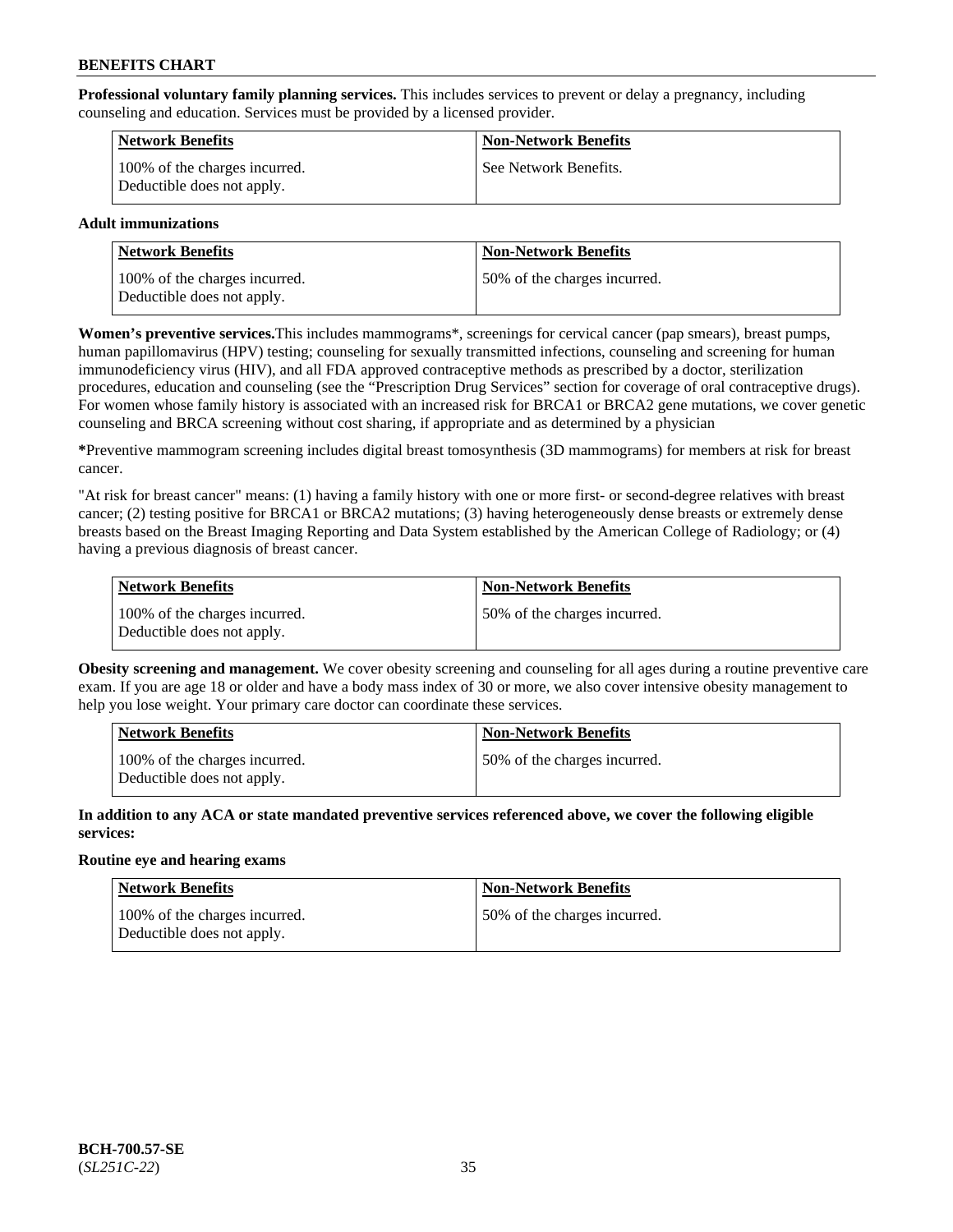**Professional voluntary family planning services.** This includes services to prevent or delay a pregnancy, including counseling and education. Services must be provided by a licensed provider.

| Network Benefits | Non-Network Benefits |
|---|---|
| 100% of the charges incurred. Deductible does not apply. | See Network Benefits. |

**Adult immunizations**

| Network Benefits | Non-Network Benefits |
|---|---|
| 100% of the charges incurred. Deductible does not apply. | 50% of the charges incurred. |

**Women's preventive services.**This includes mammograms*, screenings for cervical cancer (pap smears), breast pumps, human papillomavirus (HPV) testing; counseling for sexually transmitted infections, counseling and screening for human immunodeficiency virus (HIV), and all FDA approved contraceptive methods as prescribed by a doctor, sterilization procedures, education and counseling (see the "Prescription Drug Services" section for coverage of oral contraceptive drugs). For women whose family history is associated with an increased risk for BRCA1 or BRCA2 gene mutations, we cover genetic counseling and BRCA screening without cost sharing, if appropriate and as determined by a physician

***Preventive mammogram screening includes digital breast tomosynthesis (3D mammograms) for members at risk for breast cancer.

"At risk for breast cancer" means: (1) having a family history with one or more first- or second-degree relatives with breast cancer; (2) testing positive for BRCA1 or BRCA2 mutations; (3) having heterogeneously dense breasts or extremely dense breasts based on the Breast Imaging Reporting and Data System established by the American College of Radiology; or (4) having a previous diagnosis of breast cancer.

| Network Benefits | Non-Network Benefits |
|---|---|
| 100% of the charges incurred. Deductible does not apply. | 50% of the charges incurred. |

**Obesity screening and management.** We cover obesity screening and counseling for all ages during a routine preventive care exam. If you are age 18 or older and have a body mass index of 30 or more, we also cover intensive obesity management to help you lose weight. Your primary care doctor can coordinate these services.

| Network Benefits | Non-Network Benefits |
|---|---|
| 100% of the charges incurred. Deductible does not apply. | 50% of the charges incurred. |

**In addition to any ACA or state mandated preventive services referenced above, we cover the following eligible services:**

**Routine eye and hearing exams**

| Network Benefits | Non-Network Benefits |
|---|---|
| 100% of the charges incurred. Deductible does not apply. | 50% of the charges incurred. |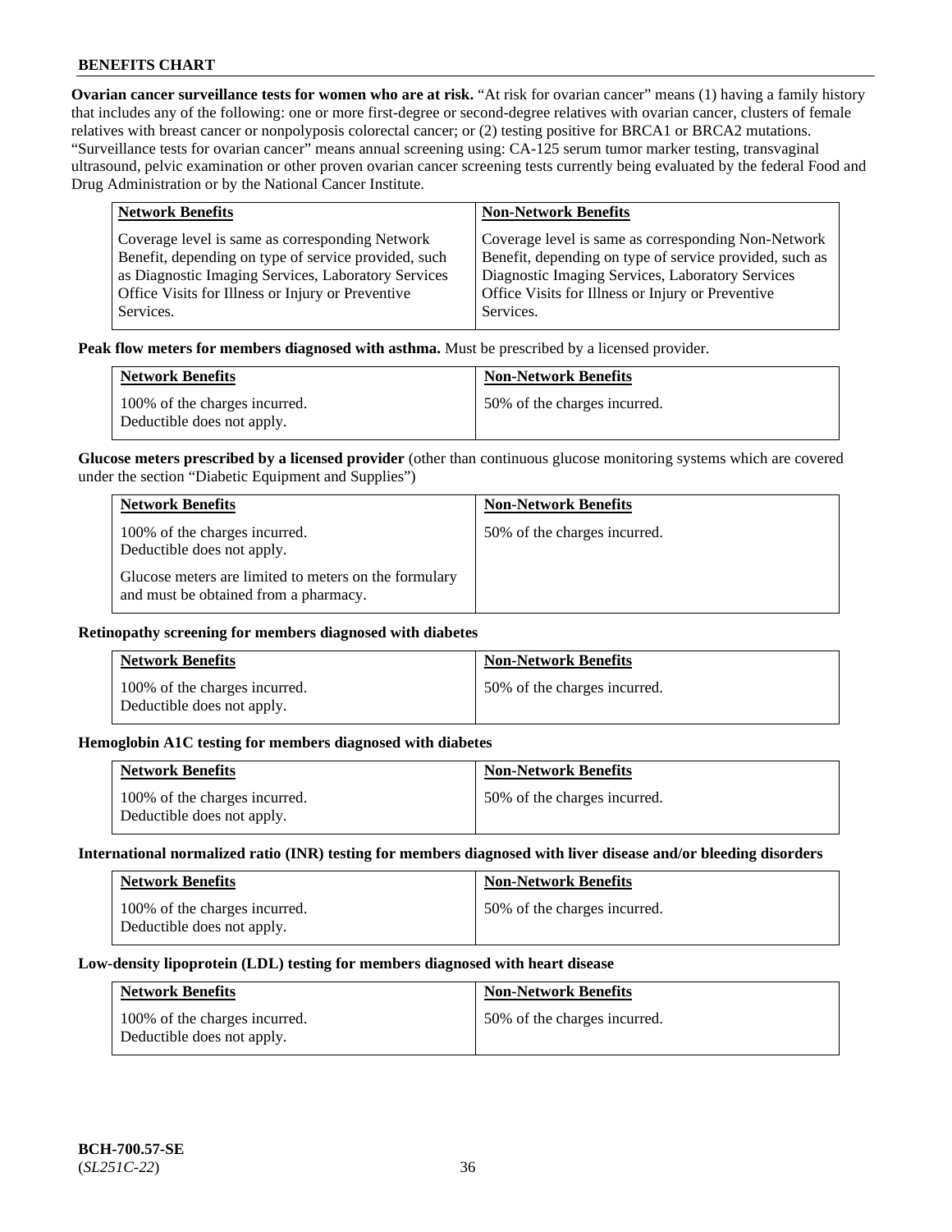**Ovarian cancer surveillance tests for women who are at risk.** "At risk for ovarian cancer" means (1) having a family history that includes any of the following: one or more first-degree or second-degree relatives with ovarian cancer, clusters of female relatives with breast cancer or nonpolyposis colorectal cancer; or (2) testing positive for BRCA1 or BRCA2 mutations. "Surveillance tests for ovarian cancer" means annual screening using: CA-125 serum tumor marker testing, transvaginal ultrasound, pelvic examination or other proven ovarian cancer screening tests currently being evaluated by the federal Food and Drug Administration or by the National Cancer Institute.

| Network Benefits | Non-Network Benefits |
|---|---|
| Coverage level is same as corresponding Network Benefit, depending on type of service provided, such as Diagnostic Imaging Services, Laboratory Services Office Visits for Illness or Injury or Preventive Services. | Coverage level is same as corresponding Non-Network Benefit, depending on type of service provided, such as Diagnostic Imaging Services, Laboratory Services Office Visits for Illness or Injury or Preventive Services. |

**Peak flow meters for members diagnosed with asthma.** Must be prescribed by a licensed provider.

| Network Benefits | Non-Network Benefits |
|---|---|
| 100% of the charges incurred. Deductible does not apply. | 50% of the charges incurred. |

**Glucose meters prescribed by a licensed provider** (other than continuous glucose monitoring systems which are covered under the section "Diabetic Equipment and Supplies")

| Network Benefits | Non-Network Benefits |
|---|---|
| 100% of the charges incurred. Deductible does not apply.<br><br>Glucose meters are limited to meters on the formulary and must be obtained from a pharmacy. | 50% of the charges incurred. |

**Retinopathy screening for members diagnosed with diabetes**

| Network Benefits | Non-Network Benefits |
|---|---|
| 100% of the charges incurred. Deductible does not apply. | 50% of the charges incurred. |

**Hemoglobin A1C testing for members diagnosed with diabetes**

| Network Benefits | Non-Network Benefits |
|---|---|
| 100% of the charges incurred. Deductible does not apply. | 50% of the charges incurred. |

**International normalized ratio (INR) testing for members diagnosed with liver disease and/or bleeding disorders**

| Network Benefits | Non-Network Benefits |
|---|---|
| 100% of the charges incurred. Deductible does not apply. | 50% of the charges incurred. |

**Low-density lipoprotein (LDL) testing for members diagnosed with heart disease**

| Network Benefits | Non-Network Benefits |
|---|---|
| 100% of the charges incurred. Deductible does not apply. | 50% of the charges incurred. |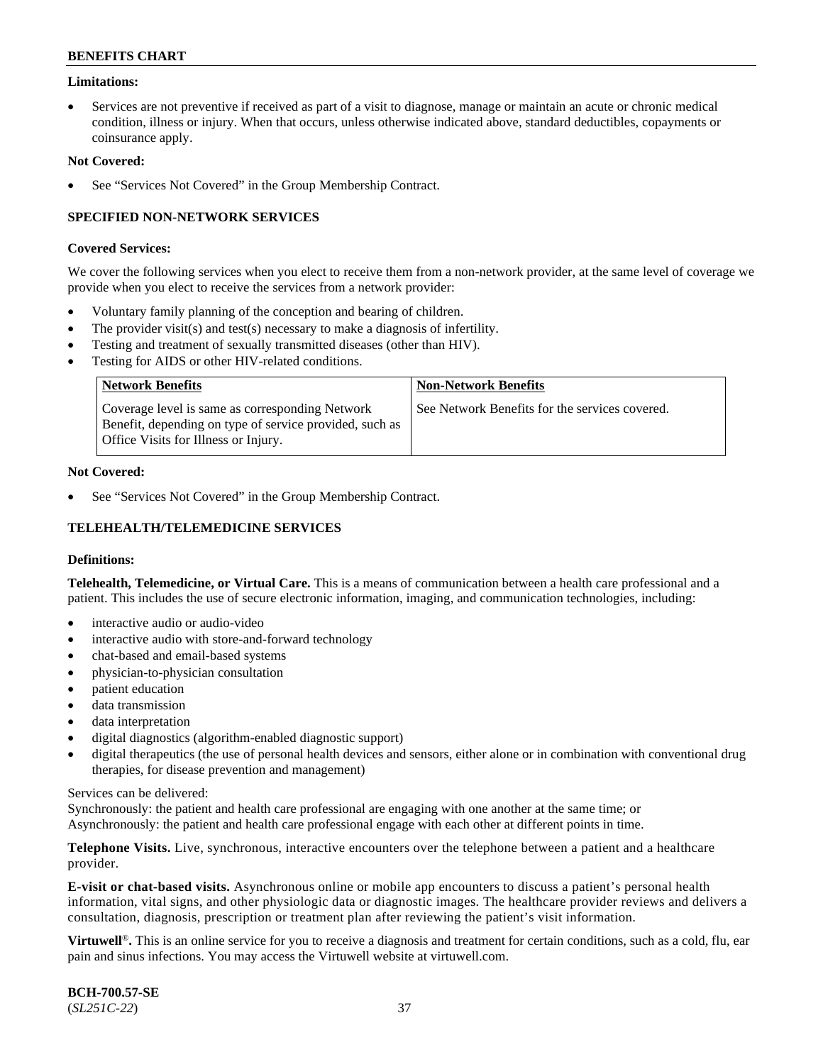**Limitations:**

- Services are not preventive if received as part of a visit to diagnose, manage or maintain an acute or chronic medical condition, illness or injury. When that occurs, unless otherwise indicated above, standard deductibles, copayments or coinsurance apply.

**Not Covered:**

- See "Services Not Covered" in the Group Membership Contract.

### SPECIFIED NON-NETWORK SERVICES

**Covered Services:**

We cover the following services when you elect to receive them from a non-network provider, at the same level of coverage we provide when you elect to receive the services from a network provider:

- Voluntary family planning of the conception and bearing of children.
- The provider visit(s) and test(s) necessary to make a diagnosis of infertility.
- Testing and treatment of sexually transmitted diseases (other than HIV).
- Testing for AIDS or other HIV-related conditions.

| Network Benefits | Non-Network Benefits |
| --- | --- |
| Coverage level is same as corresponding Network Benefit, depending on type of service provided, such as Office Visits for Illness or Injury. | See Network Benefits for the services covered. |

**Not Covered:**

- See "Services Not Covered" in the Group Membership Contract.

### TELEHEALTH/TELEMEDICINE SERVICES

**Definitions:**

**Telehealth, Telemedicine, or Virtual Care.** This is a means of communication between a health care professional and a patient. This includes the use of secure electronic information, imaging, and communication technologies, including:

- interactive audio or audio-video
- interactive audio with store-and-forward technology
- chat-based and email-based systems
- physician-to-physician consultation
- patient education
- data transmission
- data interpretation
- digital diagnostics (algorithm-enabled diagnostic support)
- digital therapeutics (the use of personal health devices and sensors, either alone or in combination with conventional drug therapies, for disease prevention and management)

Services can be delivered:
Synchronously: the patient and health care professional are engaging with one another at the same time; or
Asynchronously: the patient and health care professional engage with each other at different points in time.

**Telephone Visits.** Live, synchronous, interactive encounters over the telephone between a patient and a healthcare provider.

**E-visit or chat-based visits.** Asynchronous online or mobile app encounters to discuss a patient's personal health information, vital signs, and other physiologic data or diagnostic images. The healthcare provider reviews and delivers a consultation, diagnosis, prescription or treatment plan after reviewing the patient's visit information.

**Virtuwell®.** This is an online service for you to receive a diagnosis and treatment for certain conditions, such as a cold, flu, ear pain and sinus infections. You may access the Virtuwell website at virtuwell.com.

**BCH-700.57-SE**
(*SL251C-22*)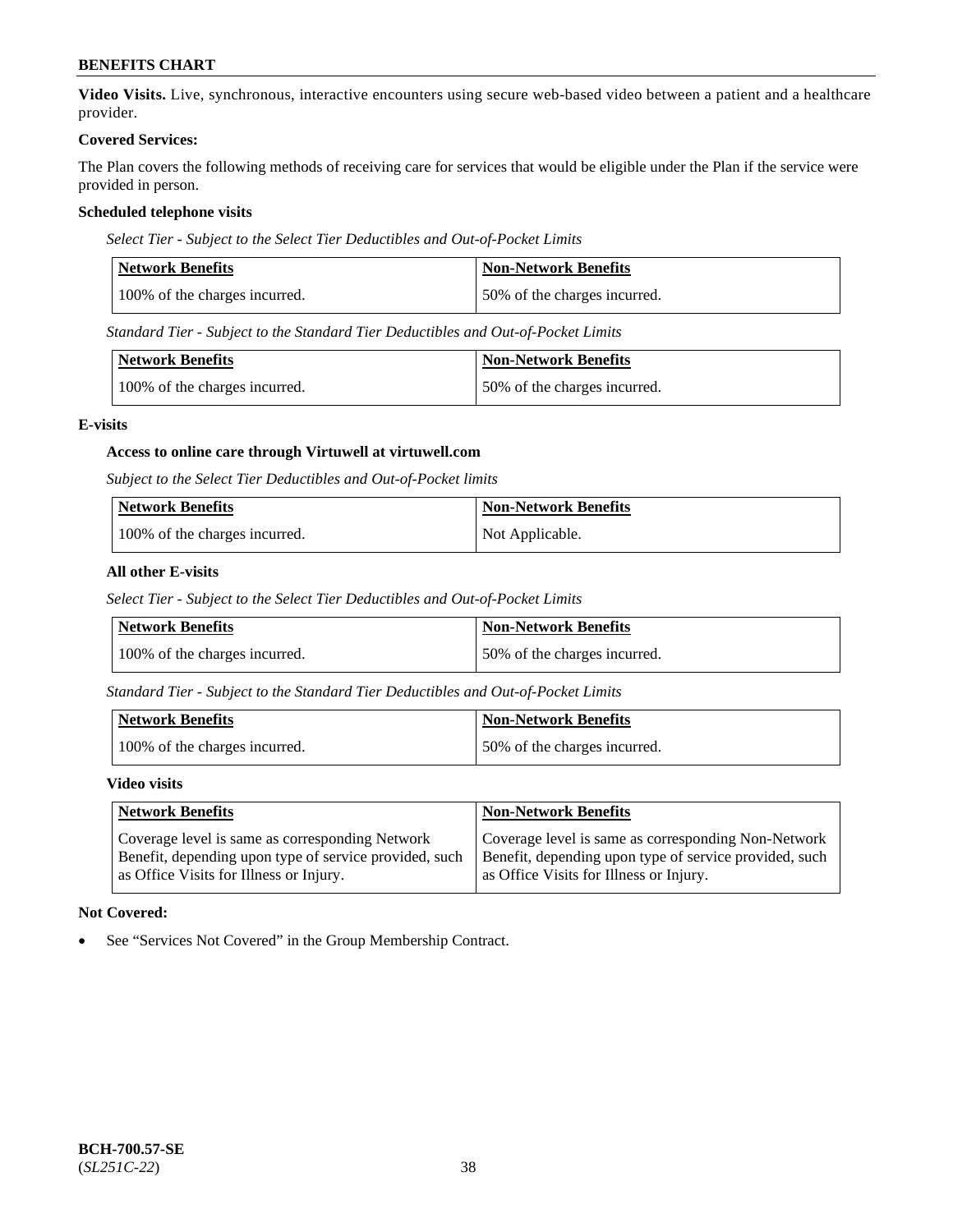**Video Visits.** Live, synchronous, interactive encounters using secure web-based video between a patient and a healthcare provider.

**Covered Services:**

The Plan covers the following methods of receiving care for services that would be eligible under the Plan if the service were provided in person.

**Scheduled telephone visits**

*Select Tier - Subject to the Select Tier Deductibles and Out-of-Pocket Limits*

| Network Benefits | Non-Network Benefits |
|---|---|
| 100% of the charges incurred. | 50% of the charges incurred. |

*Standard Tier - Subject to the Standard Tier Deductibles and Out-of-Pocket Limits*

| Network Benefits | Non-Network Benefits |
|---|---|
| 100% of the charges incurred. | 50% of the charges incurred. |

**E-visits**

**Access to online care through Virtuwell at virtuwell.com**

*Subject to the Select Tier Deductibles and Out-of-Pocket limits*

| Network Benefits | Non-Network Benefits |
|---|---|
| 100% of the charges incurred. | Not Applicable. |

**All other E-visits**

*Select Tier - Subject to the Select Tier Deductibles and Out-of-Pocket Limits*

| Network Benefits | Non-Network Benefits |
|---|---|
| 100% of the charges incurred. | 50% of the charges incurred. |

*Standard Tier - Subject to the Standard Tier Deductibles and Out-of-Pocket Limits*

| Network Benefits | Non-Network Benefits |
|---|---|
| 100% of the charges incurred. | 50% of the charges incurred. |

**Video visits**

| Network Benefits | Non-Network Benefits |
|---|---|
| Coverage level is same as corresponding Network Benefit, depending upon type of service provided, such as Office Visits for Illness or Injury. | Coverage level is same as corresponding Non-Network Benefit, depending upon type of service provided, such as Office Visits for Illness or Injury. |

**Not Covered:**

- See "Services Not Covered" in the Group Membership Contract.

**BCH-700.57-SE**
(*SL251C-22*)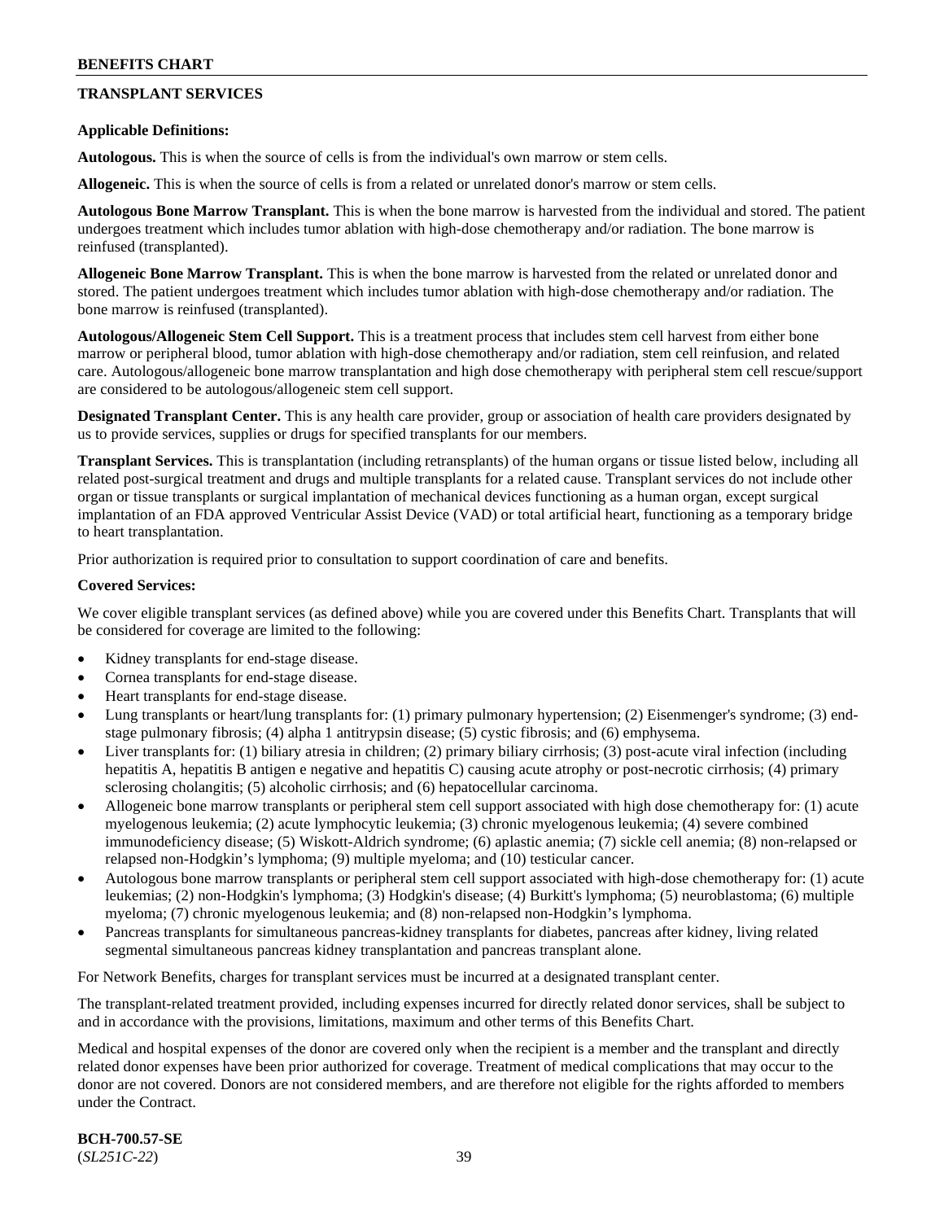## TRANSPLANT SERVICES

**Applicable Definitions:**

**Autologous.** This is when the source of cells is from the individual's own marrow or stem cells.

**Allogeneic.** This is when the source of cells is from a related or unrelated donor's marrow or stem cells.

**Autologous Bone Marrow Transplant.** This is when the bone marrow is harvested from the individual and stored. The patient undergoes treatment which includes tumor ablation with high-dose chemotherapy and/or radiation. The bone marrow is reinfused (transplanted).

**Allogeneic Bone Marrow Transplant.** This is when the bone marrow is harvested from the related or unrelated donor and stored. The patient undergoes treatment which includes tumor ablation with high-dose chemotherapy and/or radiation. The bone marrow is reinfused (transplanted).

**Autologous/Allogeneic Stem Cell Support.** This is a treatment process that includes stem cell harvest from either bone marrow or peripheral blood, tumor ablation with high-dose chemotherapy and/or radiation, stem cell reinfusion, and related care. Autologous/allogeneic bone marrow transplantation and high dose chemotherapy with peripheral stem cell rescue/support are considered to be autologous/allogeneic stem cell support.

**Designated Transplant Center.** This is any health care provider, group or association of health care providers designated by us to provide services, supplies or drugs for specified transplants for our members.

**Transplant Services.** This is transplantation (including retransplants) of the human organs or tissue listed below, including all related post-surgical treatment and drugs and multiple transplants for a related cause. Transplant services do not include other organ or tissue transplants or surgical implantation of mechanical devices functioning as a human organ, except surgical implantation of an FDA approved Ventricular Assist Device (VAD) or total artificial heart, functioning as a temporary bridge to heart transplantation.

Prior authorization is required prior to consultation to support coordination of care and benefits.

**Covered Services:**

We cover eligible transplant services (as defined above) while you are covered under this Benefits Chart. Transplants that will be considered for coverage are limited to the following:

- Kidney transplants for end-stage disease.
- Cornea transplants for end-stage disease.
- Heart transplants for end-stage disease.
- Lung transplants or heart/lung transplants for: (1) primary pulmonary hypertension; (2) Eisenmenger's syndrome; (3) end-stage pulmonary fibrosis; (4) alpha 1 antitrypsin disease; (5) cystic fibrosis; and (6) emphysema.
- Liver transplants for: (1) biliary atresia in children; (2) primary biliary cirrhosis; (3) post-acute viral infection (including hepatitis A, hepatitis B antigen e negative and hepatitis C) causing acute atrophy or post-necrotic cirrhosis; (4) primary sclerosing cholangitis; (5) alcoholic cirrhosis; and (6) hepatocellular carcinoma.
- Allogeneic bone marrow transplants or peripheral stem cell support associated with high dose chemotherapy for: (1) acute myelogenous leukemia; (2) acute lymphocytic leukemia; (3) chronic myelogenous leukemia; (4) severe combined immunodeficiency disease; (5) Wiskott-Aldrich syndrome; (6) aplastic anemia; (7) sickle cell anemia; (8) non-relapsed or relapsed non-Hodgkin's lymphoma; (9) multiple myeloma; and (10) testicular cancer.
- Autologous bone marrow transplants or peripheral stem cell support associated with high-dose chemotherapy for: (1) acute leukemias; (2) non-Hodgkin's lymphoma; (3) Hodgkin's disease; (4) Burkitt's lymphoma; (5) neuroblastoma; (6) multiple myeloma; (7) chronic myelogenous leukemia; and (8) non-relapsed non-Hodgkin's lymphoma.
- Pancreas transplants for simultaneous pancreas-kidney transplants for diabetes, pancreas after kidney, living related segmental simultaneous pancreas kidney transplantation and pancreas transplant alone.

For Network Benefits, charges for transplant services must be incurred at a designated transplant center.

The transplant-related treatment provided, including expenses incurred for directly related donor services, shall be subject to and in accordance with the provisions, limitations, maximum and other terms of this Benefits Chart.

Medical and hospital expenses of the donor are covered only when the recipient is a member and the transplant and directly related donor expenses have been prior authorized for coverage. Treatment of medical complications that may occur to the donor are not covered. Donors are not considered members, and are therefore not eligible for the rights afforded to members under the Contract.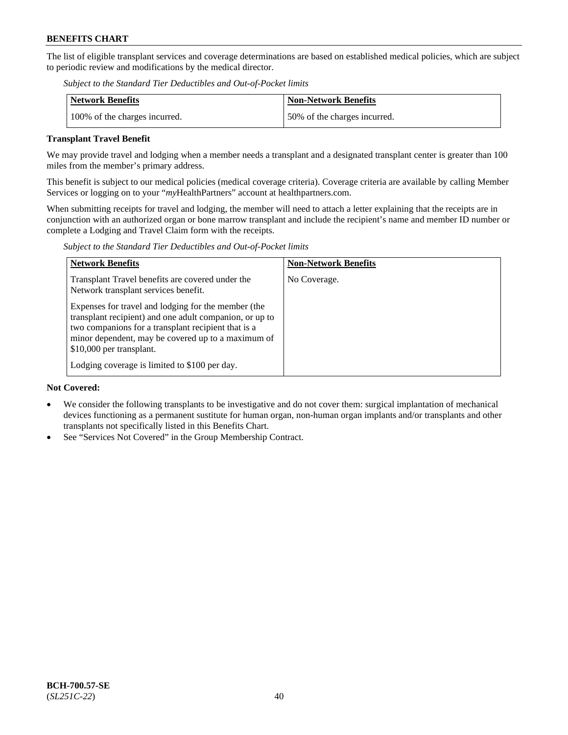The list of eligible transplant services and coverage determinations are based on established medical policies, which are subject to periodic review and modifications by the medical director.

*Subject to the Standard Tier Deductibles and Out-of-Pocket limits*

| Network Benefits | Non-Network Benefits |
| --- | --- |
| 100% of the charges incurred. | 50% of the charges incurred. |

**Transplant Travel Benefit**

We may provide travel and lodging when a member needs a transplant and a designated transplant center is greater than 100 miles from the member's primary address.

This benefit is subject to our medical policies (medical coverage criteria). Coverage criteria are available by calling Member Services or logging on to your "*my*HealthPartners" account at healthpartners.com.

When submitting receipts for travel and lodging, the member will need to attach a letter explaining that the receipts are in conjunction with an authorized organ or bone marrow transplant and include the recipient's name and member ID number or complete a Lodging and Travel Claim form with the receipts.

*Subject to the Standard Tier Deductibles and Out-of-Pocket limits*

| Network Benefits | Non-Network Benefits |
| --- | --- |
| Transplant Travel benefits are covered under the Network transplant services benefit.<br><br>Expenses for travel and lodging for the member (the transplant recipient) and one adult companion, or up to two companions for a transplant recipient that is a minor dependent, may be covered up to a maximum of $10,000 per transplant.<br><br>Lodging coverage is limited to $100 per day. | No Coverage. |

**Not Covered:**

- We consider the following transplants to be investigative and do not cover them: surgical implantation of mechanical devices functioning as a permanent sustitute for human organ, non-human organ implants and/or transplants and other transplants not specifically listed in this Benefits Chart.
- See "Services Not Covered" in the Group Membership Contract.

**BCH-700.57-SE**
(*SL251C-22*)